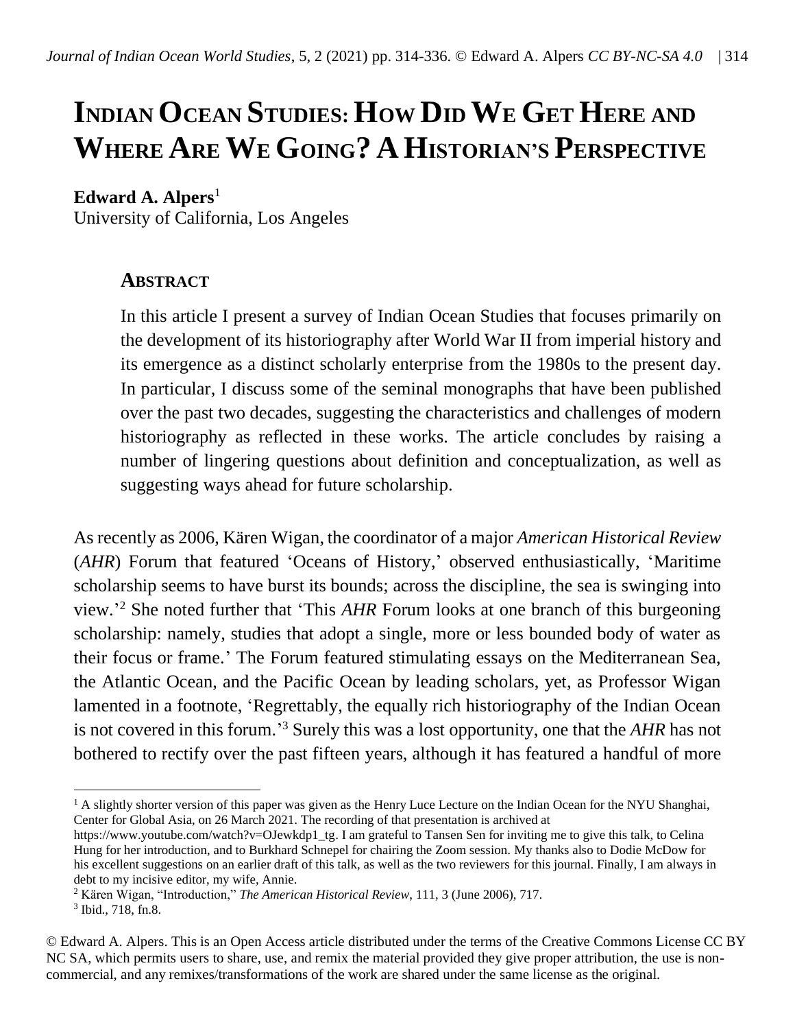# Indian Ocean Studies: How Did We Get Here and Where Are We Going? A Historian's Perspective

**Edward A. Alpers**[1]
University of California, Los Angeles

## Abstract

In this article I present a survey of Indian Ocean Studies that focuses primarily on the development of its historiography after World War II from imperial history and its emergence as a distinct scholarly enterprise from the 1980s to the present day. In particular, I discuss some of the seminal monographs that have been published over the past two decades, suggesting the characteristics and challenges of modern historiography as reflected in these works. The article concludes by raising a number of lingering questions about definition and conceptualization, as well as suggesting ways ahead for future scholarship.

As recently as 2006, Kären Wigan, the coordinator of a major *American Historical Review* (*AHR*) Forum that featured 'Oceans of History,' observed enthusiastically, 'Maritime scholarship seems to have burst its bounds; across the discipline, the sea is swinging into view.'[2] She noted further that 'This *AHR* Forum looks at one branch of this burgeoning scholarship: namely, studies that adopt a single, more or less bounded body of water as their focus or frame.' The Forum featured stimulating essays on the Mediterranean Sea, the Atlantic Ocean, and the Pacific Ocean by leading scholars, yet, as Professor Wigan lamented in a footnote, 'Regrettably, the equally rich historiography of the Indian Ocean is not covered in this forum.'[3] Surely this was a lost opportunity, one that the *AHR* has not bothered to rectify over the past fifteen years, although it has featured a handful of more

---

[1] A slightly shorter version of this paper was given as the Henry Luce Lecture on the Indian Ocean for the NYU Shanghai, Center for Global Asia, on 26 March 2021. The recording of that presentation is archived at https://www.youtube.com/watch?v=OJewkdp1_tg. I am grateful to Tansen Sen for inviting me to give this talk, to Celina Hung for her introduction, and to Burkhard Schnepel for chairing the Zoom session. My thanks also to Dodie McDow for his excellent suggestions on an earlier draft of this talk, as well as the two reviewers for this journal. Finally, I am always in debt to my incisive editor, my wife, Annie.

[2] Kären Wigan, "Introduction," *The American Historical Review*, 111, 3 (June 2006), 717.

[3] Ibid., 718, fn.8.

© Edward A. Alpers. This is an Open Access article distributed under the terms of the Creative Commons License CC BY NC SA, which permits users to share, use, and remix the material provided they give proper attribution, the use is non-commercial, and any remixes/transformations of the work are shared under the same license as the original.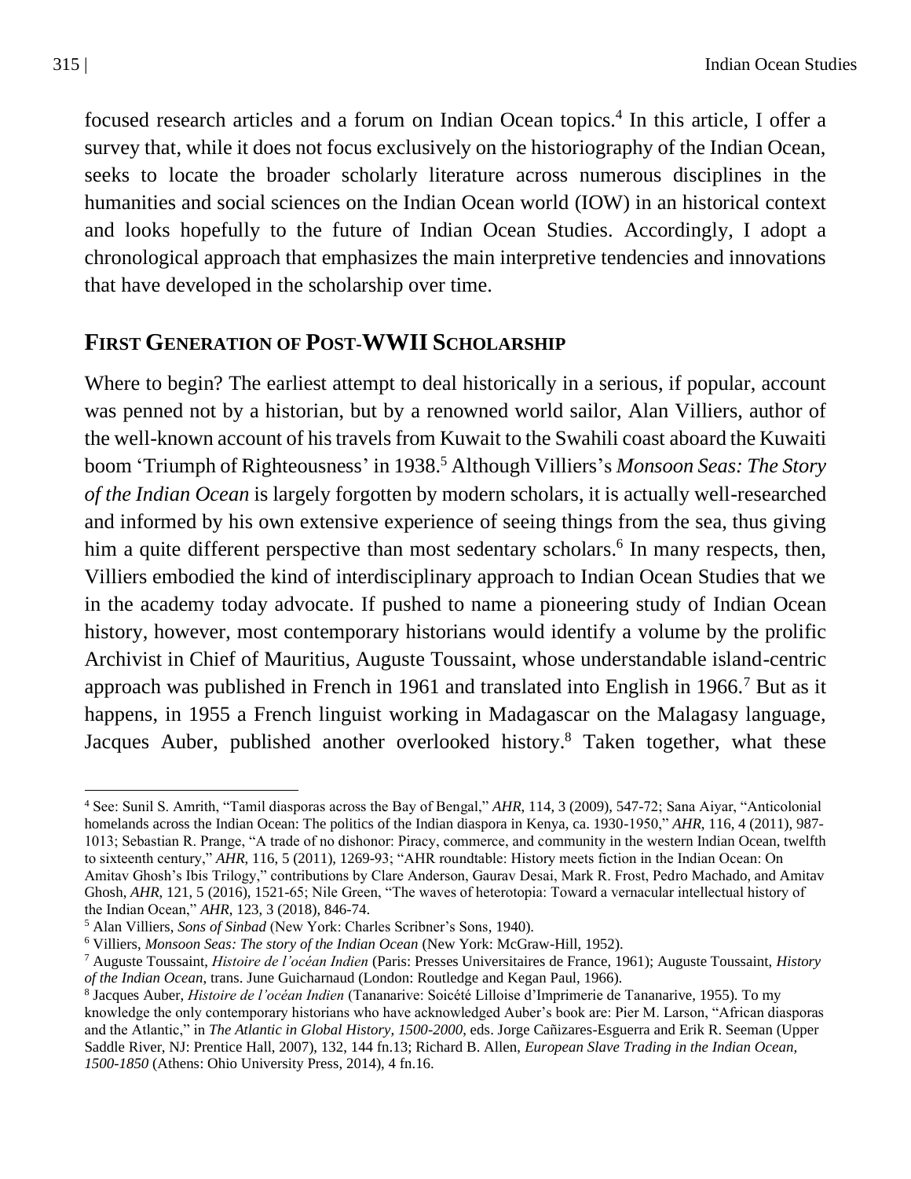focused research articles and a forum on Indian Ocean topics.[4] In this article, I offer a survey that, while it does not focus exclusively on the historiography of the Indian Ocean, seeks to locate the broader scholarly literature across numerous disciplines in the humanities and social sciences on the Indian Ocean world (IOW) in an historical context and looks hopefully to the future of Indian Ocean Studies. Accordingly, I adopt a chronological approach that emphasizes the main interpretive tendencies and innovations that have developed in the scholarship over time.

## First Generation of Post-WWII Scholarship

Where to begin? The earliest attempt to deal historically in a serious, if popular, account was penned not by a historian, but by a renowned world sailor, Alan Villiers, author of the well-known account of his travels from Kuwait to the Swahili coast aboard the Kuwaiti boom 'Triumph of Righteousness' in 1938.[5] Although Villiers's *Monsoon Seas: The Story of the Indian Ocean* is largely forgotten by modern scholars, it is actually well-researched and informed by his own extensive experience of seeing things from the sea, thus giving him a quite different perspective than most sedentary scholars.[6] In many respects, then, Villiers embodied the kind of interdisciplinary approach to Indian Ocean Studies that we in the academy today advocate. If pushed to name a pioneering study of Indian Ocean history, however, most contemporary historians would identify a volume by the prolific Archivist in Chief of Mauritius, Auguste Toussaint, whose understandable island-centric approach was published in French in 1961 and translated into English in 1966.[7] But as it happens, in 1955 a French linguist working in Madagascar on the Malagasy language, Jacques Auber, published another overlooked history.[8] Taken together, what these

---

[4] See: Sunil S. Amrith, "Tamil diasporas across the Bay of Bengal," *AHR*, 114, 3 (2009), 547-72; Sana Aiyar, "Anticolonial homelands across the Indian Ocean: The politics of the Indian diaspora in Kenya, ca. 1930-1950," *AHR*, 116, 4 (2011), 987-1013; Sebastian R. Prange, "A trade of no dishonor: Piracy, commerce, and community in the western Indian Ocean, twelfth to sixteenth century," *AHR*, 116, 5 (2011), 1269-93; "AHR roundtable: History meets fiction in the Indian Ocean: On Amitav Ghosh's Ibis Trilogy," contributions by Clare Anderson, Gaurav Desai, Mark R. Frost, Pedro Machado, and Amitav Ghosh, *AHR*, 121, 5 (2016), 1521-65; Nile Green, "The waves of heterotopia: Toward a vernacular intellectual history of the Indian Ocean," *AHR*, 123, 3 (2018), 846-74.

[5] Alan Villiers, *Sons of Sinbad* (New York: Charles Scribner's Sons, 1940).

[6] Villiers, *Monsoon Seas: The story of the Indian Ocean* (New York: McGraw-Hill, 1952).

[7] Auguste Toussaint, *Histoire de l'océan Indien* (Paris: Presses Universitaires de France, 1961); Auguste Toussaint, *History of the Indian Ocean*, trans. June Guicharnaud (London: Routledge and Kegan Paul, 1966).

[8] Jacques Auber, *Histoire de l'océan Indien* (Tananarive: Soicété Lilloise d'Imprimerie de Tananarive, 1955). To my knowledge the only contemporary historians who have acknowledged Auber's book are: Pier M. Larson, "African diasporas and the Atlantic," in *The Atlantic in Global History, 1500-2000*, eds. Jorge Cañizares-Esguerra and Erik R. Seeman (Upper Saddle River, NJ: Prentice Hall, 2007), 132, 144 fn.13; Richard B. Allen, *European Slave Trading in the Indian Ocean, 1500-1850* (Athens: Ohio University Press, 2014), 4 fn.16.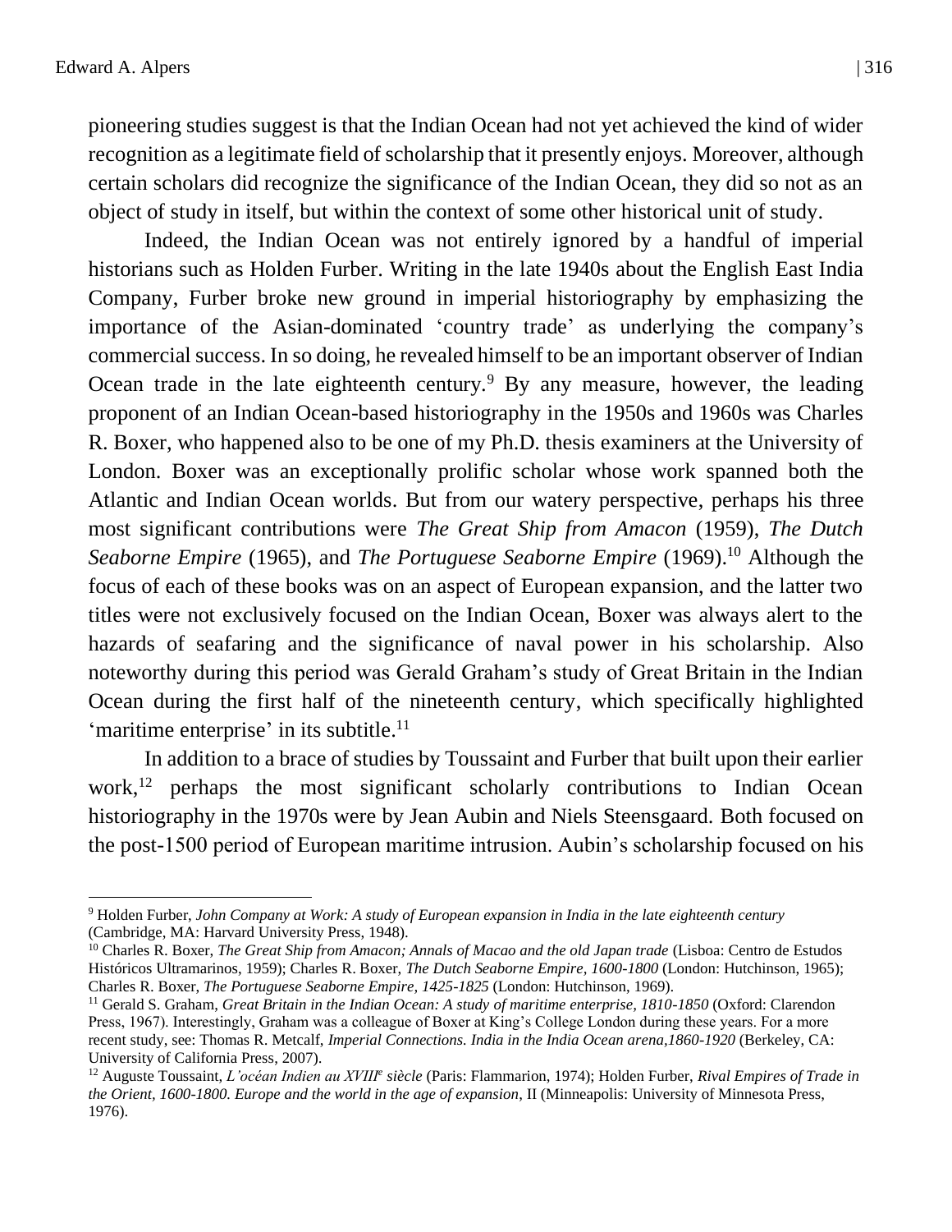pioneering studies suggest is that the Indian Ocean had not yet achieved the kind of wider recognition as a legitimate field of scholarship that it presently enjoys. Moreover, although certain scholars did recognize the significance of the Indian Ocean, they did so not as an object of study in itself, but within the context of some other historical unit of study.

Indeed, the Indian Ocean was not entirely ignored by a handful of imperial historians such as Holden Furber. Writing in the late 1940s about the English East India Company, Furber broke new ground in imperial historiography by emphasizing the importance of the Asian-dominated 'country trade' as underlying the company's commercial success. In so doing, he revealed himself to be an important observer of Indian Ocean trade in the late eighteenth century.[9] By any measure, however, the leading proponent of an Indian Ocean-based historiography in the 1950s and 1960s was Charles R. Boxer, who happened also to be one of my Ph.D. thesis examiners at the University of London. Boxer was an exceptionally prolific scholar whose work spanned both the Atlantic and Indian Ocean worlds. But from our watery perspective, perhaps his three most significant contributions were *The Great Ship from Amacon* (1959), *The Dutch Seaborne Empire* (1965), and *The Portuguese Seaborne Empire* (1969).[10] Although the focus of each of these books was on an aspect of European expansion, and the latter two titles were not exclusively focused on the Indian Ocean, Boxer was always alert to the hazards of seafaring and the significance of naval power in his scholarship. Also noteworthy during this period was Gerald Graham's study of Great Britain in the Indian Ocean during the first half of the nineteenth century, which specifically highlighted 'maritime enterprise' in its subtitle.[11]

In addition to a brace of studies by Toussaint and Furber that built upon their earlier work,[12] perhaps the most significant scholarly contributions to Indian Ocean historiography in the 1970s were by Jean Aubin and Niels Steensgaard. Both focused on the post-1500 period of European maritime intrusion. Aubin's scholarship focused on his

---

[9] Holden Furber, *John Company at Work: A study of European expansion in India in the late eighteenth century* (Cambridge, MA: Harvard University Press, 1948).

[10] Charles R. Boxer, *The Great Ship from Amacon; Annals of Macao and the old Japan trade* (Lisboa: Centro de Estudos Históricos Ultramarinos, 1959); Charles R. Boxer, *The Dutch Seaborne Empire, 1600-1800* (London: Hutchinson, 1965); Charles R. Boxer, *The Portuguese Seaborne Empire, 1425-1825* (London: Hutchinson, 1969).

[11] Gerald S. Graham, *Great Britain in the Indian Ocean: A study of maritime enterprise, 1810-1850* (Oxford: Clarendon Press, 1967). Interestingly, Graham was a colleague of Boxer at King's College London during these years. For a more recent study, see: Thomas R. Metcalf, *Imperial Connections. India in the India Ocean arena,1860-1920* (Berkeley, CA: University of California Press, 2007).

[12] Auguste Toussaint, *L'océan Indien au XVIII*[e] *siècle* (Paris: Flammarion, 1974); Holden Furber, *Rival Empires of Trade in the Orient, 1600-1800. Europe and the world in the age of expansion*, II (Minneapolis: University of Minnesota Press, 1976).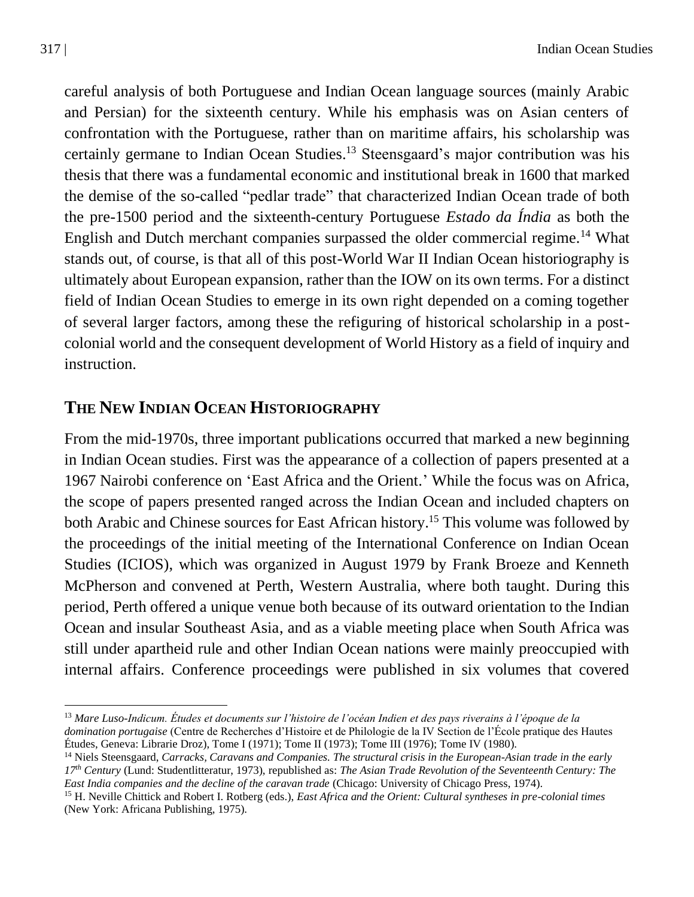careful analysis of both Portuguese and Indian Ocean language sources (mainly Arabic and Persian) for the sixteenth century. While his emphasis was on Asian centers of confrontation with the Portuguese, rather than on maritime affairs, his scholarship was certainly germane to Indian Ocean Studies.[13] Steensgaard's major contribution was his thesis that there was a fundamental economic and institutional break in 1600 that marked the demise of the so-called "pedlar trade" that characterized Indian Ocean trade of both the pre-1500 period and the sixteenth-century Portuguese *Estado da Índia* as both the English and Dutch merchant companies surpassed the older commercial regime.[14] What stands out, of course, is that all of this post-World War II Indian Ocean historiography is ultimately about European expansion, rather than the IOW on its own terms. For a distinct field of Indian Ocean Studies to emerge in its own right depended on a coming together of several larger factors, among these the refiguring of historical scholarship in a post-colonial world and the consequent development of World History as a field of inquiry and instruction.

## THE NEW INDIAN OCEAN HISTORIOGRAPHY

From the mid-1970s, three important publications occurred that marked a new beginning in Indian Ocean studies. First was the appearance of a collection of papers presented at a 1967 Nairobi conference on 'East Africa and the Orient.' While the focus was on Africa, the scope of papers presented ranged across the Indian Ocean and included chapters on both Arabic and Chinese sources for East African history.[15] This volume was followed by the proceedings of the initial meeting of the International Conference on Indian Ocean Studies (ICIOS), which was organized in August 1979 by Frank Broeze and Kenneth McPherson and convened at Perth, Western Australia, where both taught. During this period, Perth offered a unique venue both because of its outward orientation to the Indian Ocean and insular Southeast Asia, and as a viable meeting place when South Africa was still under apartheid rule and other Indian Ocean nations were mainly preoccupied with internal affairs. Conference proceedings were published in six volumes that covered

---

[13] *Mare Luso-Indicum. Études et documents sur l'histoire de l'océan Indien et des pays riverains à l'époque de la domination portugaise* (Centre de Recherches d'Histoire et de Philologie de la IV Section de l'École pratique des Hautes Études, Geneva: Librarie Droz), Tome I (1971); Tome II (1973); Tome III (1976); Tome IV (1980).

[14] Niels Steensgaard, *Carracks, Caravans and Companies. The structural crisis in the European-Asian trade in the early 17th Century* (Lund: Studentlitteratur, 1973), republished as: *The Asian Trade Revolution of the Seventeenth Century: The East India companies and the decline of the caravan trade* (Chicago: University of Chicago Press, 1974).

[15] H. Neville Chittick and Robert I. Rotberg (eds.), *East Africa and the Orient: Cultural syntheses in pre-colonial times* (New York: Africana Publishing, 1975).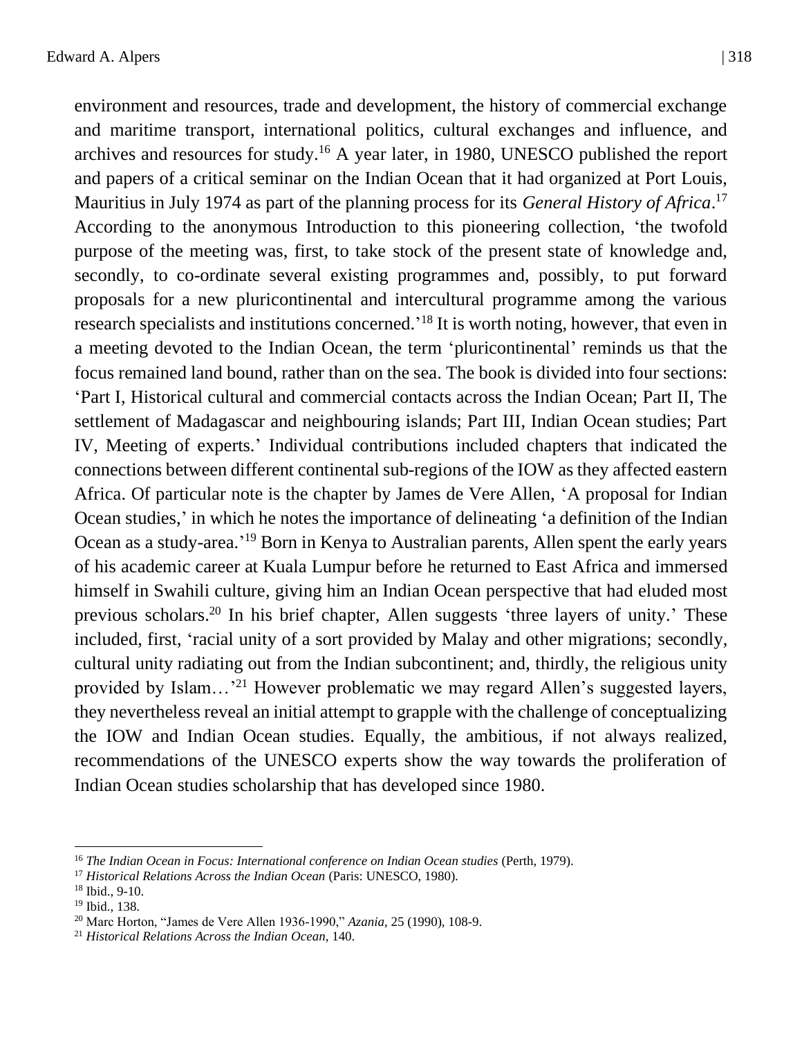environment and resources, trade and development, the history of commercial exchange and maritime transport, international politics, cultural exchanges and influence, and archives and resources for study.[16] A year later, in 1980, UNESCO published the report and papers of a critical seminar on the Indian Ocean that it had organized at Port Louis, Mauritius in July 1974 as part of the planning process for its *General History of Africa*.[17] According to the anonymous Introduction to this pioneering collection, 'the twofold purpose of the meeting was, first, to take stock of the present state of knowledge and, secondly, to co-ordinate several existing programmes and, possibly, to put forward proposals for a new pluricontinental and intercultural programme among the various research specialists and institutions concerned.'[18] It is worth noting, however, that even in a meeting devoted to the Indian Ocean, the term 'pluricontinental' reminds us that the focus remained land bound, rather than on the sea. The book is divided into four sections: 'Part I, Historical cultural and commercial contacts across the Indian Ocean; Part II, The settlement of Madagascar and neighbouring islands; Part III, Indian Ocean studies; Part IV, Meeting of experts.' Individual contributions included chapters that indicated the connections between different continental sub-regions of the IOW as they affected eastern Africa. Of particular note is the chapter by James de Vere Allen, 'A proposal for Indian Ocean studies,' in which he notes the importance of delineating 'a definition of the Indian Ocean as a study-area.'[19] Born in Kenya to Australian parents, Allen spent the early years of his academic career at Kuala Lumpur before he returned to East Africa and immersed himself in Swahili culture, giving him an Indian Ocean perspective that had eluded most previous scholars.[20] In his brief chapter, Allen suggests 'three layers of unity.' These included, first, 'racial unity of a sort provided by Malay and other migrations; secondly, cultural unity radiating out from the Indian subcontinent; and, thirdly, the religious unity provided by Islam…'[21] However problematic we may regard Allen's suggested layers, they nevertheless reveal an initial attempt to grapple with the challenge of conceptualizing the IOW and Indian Ocean studies. Equally, the ambitious, if not always realized, recommendations of the UNESCO experts show the way towards the proliferation of Indian Ocean studies scholarship that has developed since 1980.

---

[16] *The Indian Ocean in Focus: International conference on Indian Ocean studies* (Perth, 1979).

[17] *Historical Relations Across the Indian Ocean* (Paris: UNESCO, 1980).

[18] Ibid., 9-10.

[19] Ibid., 138.

[20] Marc Horton, "James de Vere Allen 1936-1990," *Azania*, 25 (1990), 108-9.

[21] *Historical Relations Across the Indian Ocean*, 140.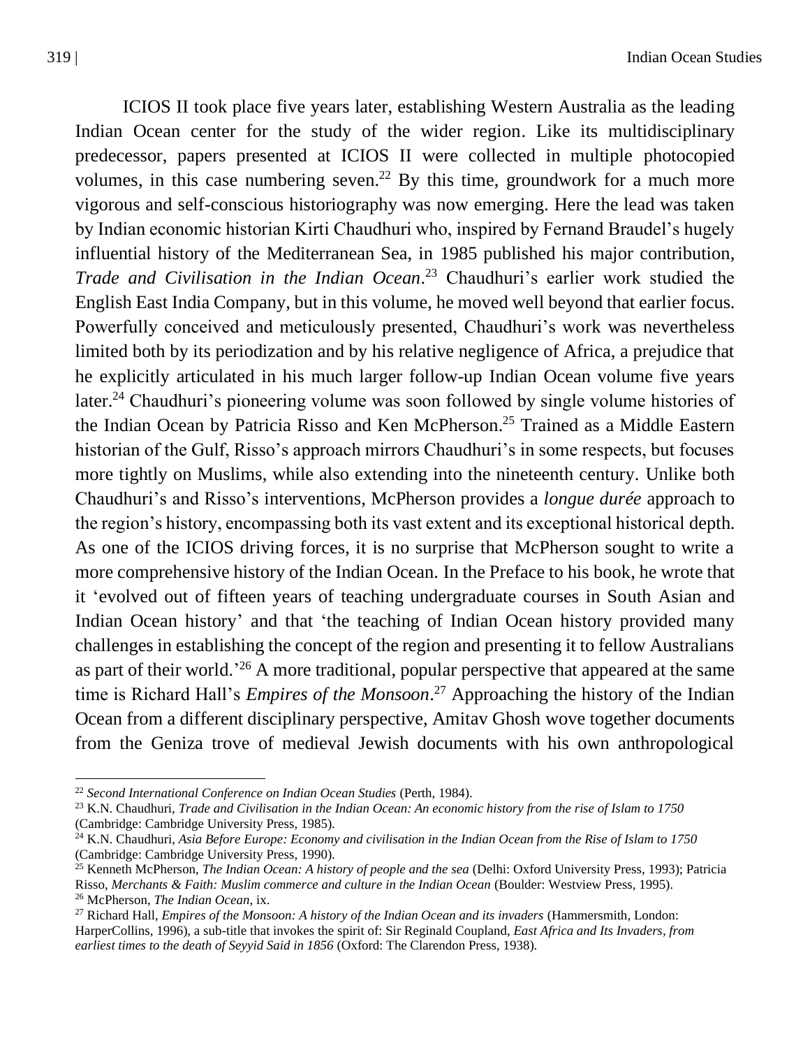ICIOS II took place five years later, establishing Western Australia as the leading Indian Ocean center for the study of the wider region. Like its multidisciplinary predecessor, papers presented at ICIOS II were collected in multiple photocopied volumes, in this case numbering seven.[22] By this time, groundwork for a much more vigorous and self-conscious historiography was now emerging. Here the lead was taken by Indian economic historian Kirti Chaudhuri who, inspired by Fernand Braudel's hugely influential history of the Mediterranean Sea, in 1985 published his major contribution, *Trade and Civilisation in the Indian Ocean*.[23] Chaudhuri's earlier work studied the English East India Company, but in this volume, he moved well beyond that earlier focus. Powerfully conceived and meticulously presented, Chaudhuri's work was nevertheless limited both by its periodization and by his relative negligence of Africa, a prejudice that he explicitly articulated in his much larger follow-up Indian Ocean volume five years later.[24] Chaudhuri's pioneering volume was soon followed by single volume histories of the Indian Ocean by Patricia Risso and Ken McPherson.[25] Trained as a Middle Eastern historian of the Gulf, Risso's approach mirrors Chaudhuri's in some respects, but focuses more tightly on Muslims, while also extending into the nineteenth century. Unlike both Chaudhuri's and Risso's interventions, McPherson provides a *longue durée* approach to the region's history, encompassing both its vast extent and its exceptional historical depth. As one of the ICIOS driving forces, it is no surprise that McPherson sought to write a more comprehensive history of the Indian Ocean. In the Preface to his book, he wrote that it 'evolved out of fifteen years of teaching undergraduate courses in South Asian and Indian Ocean history' and that 'the teaching of Indian Ocean history provided many challenges in establishing the concept of the region and presenting it to fellow Australians as part of their world.'[26] A more traditional, popular perspective that appeared at the same time is Richard Hall's *Empires of the Monsoon*.[27] Approaching the history of the Indian Ocean from a different disciplinary perspective, Amitav Ghosh wove together documents from the Geniza trove of medieval Jewish documents with his own anthropological

---

[22] *Second International Conference on Indian Ocean Studies* (Perth, 1984).

[23] K.N. Chaudhuri, *Trade and Civilisation in the Indian Ocean: An economic history from the rise of Islam to 1750* (Cambridge: Cambridge University Press, 1985).

[24] K.N. Chaudhuri, *Asia Before Europe: Economy and civilisation in the Indian Ocean from the Rise of Islam to 1750* (Cambridge: Cambridge University Press, 1990).

[25] Kenneth McPherson, *The Indian Ocean: A history of people and the sea* (Delhi: Oxford University Press, 1993); Patricia Risso, *Merchants & Faith: Muslim commerce and culture in the Indian Ocean* (Boulder: Westview Press, 1995).

[26] McPherson, *The Indian Ocean*, ix.

[27] Richard Hall, *Empires of the Monsoon: A history of the Indian Ocean and its invaders* (Hammersmith, London: HarperCollins, 1996), a sub-title that invokes the spirit of: Sir Reginald Coupland, *East Africa and Its Invaders, from earliest times to the death of Seyyid Said in 1856* (Oxford: The Clarendon Press, 1938).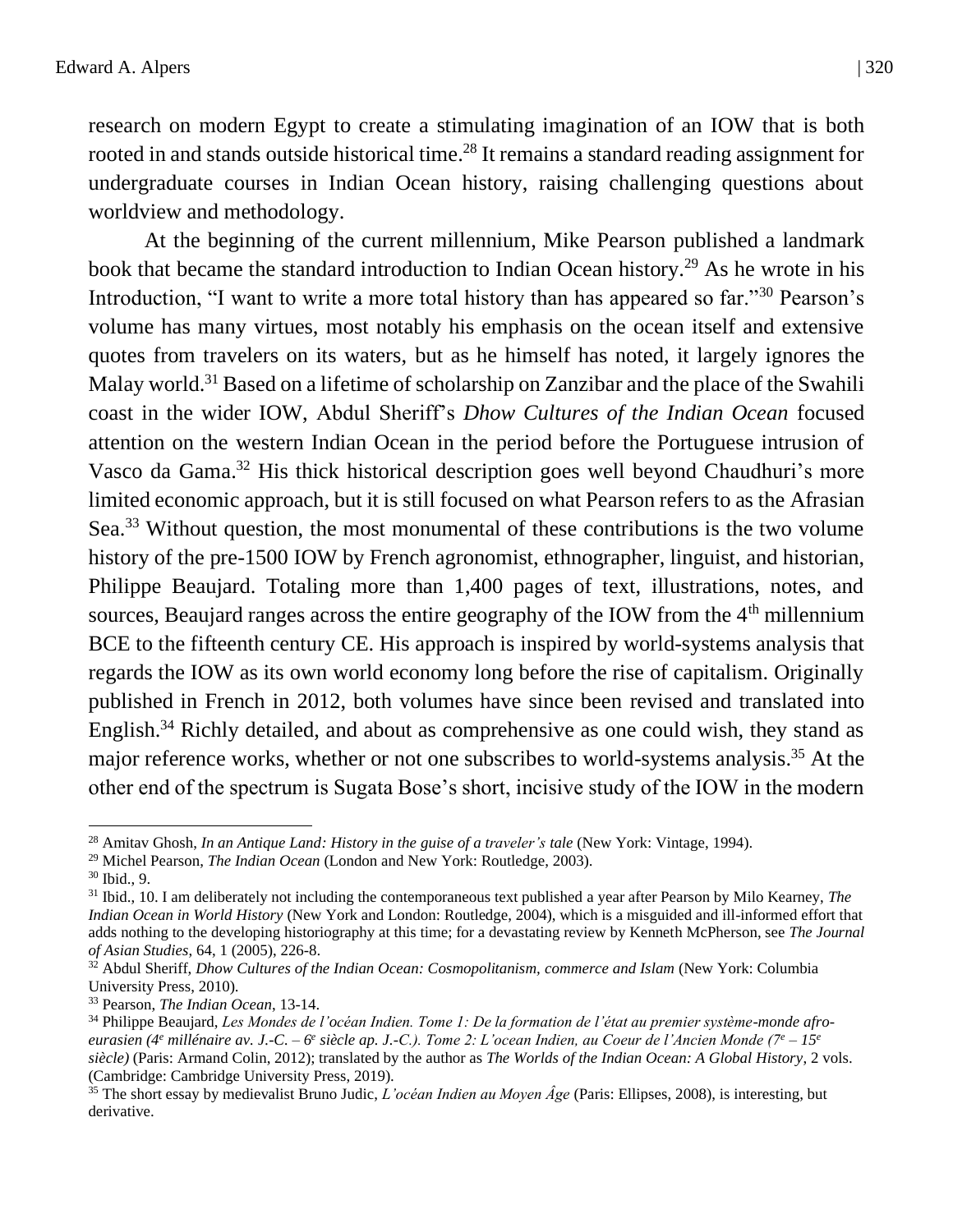research on modern Egypt to create a stimulating imagination of an IOW that is both rooted in and stands outside historical time.[28] It remains a standard reading assignment for undergraduate courses in Indian Ocean history, raising challenging questions about worldview and methodology.

At the beginning of the current millennium, Mike Pearson published a landmark book that became the standard introduction to Indian Ocean history.[29] As he wrote in his Introduction, "I want to write a more total history than has appeared so far."[30] Pearson's volume has many virtues, most notably his emphasis on the ocean itself and extensive quotes from travelers on its waters, but as he himself has noted, it largely ignores the Malay world.[31] Based on a lifetime of scholarship on Zanzibar and the place of the Swahili coast in the wider IOW, Abdul Sheriff's *Dhow Cultures of the Indian Ocean* focused attention on the western Indian Ocean in the period before the Portuguese intrusion of Vasco da Gama.[32] His thick historical description goes well beyond Chaudhuri's more limited economic approach, but it is still focused on what Pearson refers to as the Afrasian Sea.[33] Without question, the most monumental of these contributions is the two volume history of the pre-1500 IOW by French agronomist, ethnographer, linguist, and historian, Philippe Beaujard. Totaling more than 1,400 pages of text, illustrations, notes, and sources, Beaujard ranges across the entire geography of the IOW from the 4th millennium BCE to the fifteenth century CE. His approach is inspired by world-systems analysis that regards the IOW as its own world economy long before the rise of capitalism. Originally published in French in 2012, both volumes have since been revised and translated into English.[34] Richly detailed, and about as comprehensive as one could wish, they stand as major reference works, whether or not one subscribes to world-systems analysis.[35] At the other end of the spectrum is Sugata Bose's short, incisive study of the IOW in the modern

---

[28] Amitav Ghosh, *In an Antique Land: History in the guise of a traveler's tale* (New York: Vintage, 1994).

[29] Michel Pearson, *The Indian Ocean* (London and New York: Routledge, 2003).

[30] Ibid., 9.

[31] Ibid., 10. I am deliberately not including the contemporaneous text published a year after Pearson by Milo Kearney, *The Indian Ocean in World History* (New York and London: Routledge, 2004), which is a misguided and ill-informed effort that adds nothing to the developing historiography at this time; for a devastating review by Kenneth McPherson, see *The Journal of Asian Studies*, 64, 1 (2005), 226-8.

[32] Abdul Sheriff, *Dhow Cultures of the Indian Ocean: Cosmopolitanism, commerce and Islam* (New York: Columbia University Press, 2010).

[33] Pearson, *The Indian Ocean*, 13-14.

[34] Philippe Beaujard, *Les Mondes de l'océan Indien. Tome 1: De la formation de l'état au premier système-monde afro-eurasien (4e millénaire av. J.-C. – 6e siècle ap. J.-C.). Tome 2: L'ocean Indien, au Coeur de l'Ancien Monde (7e – 15e siècle)* (Paris: Armand Colin, 2012); translated by the author as *The Worlds of the Indian Ocean: A Global History*, 2 vols. (Cambridge: Cambridge University Press, 2019).

[35] The short essay by medievalist Bruno Judic, *L'océan Indien au Moyen Âge* (Paris: Ellipses, 2008), is interesting, but derivative.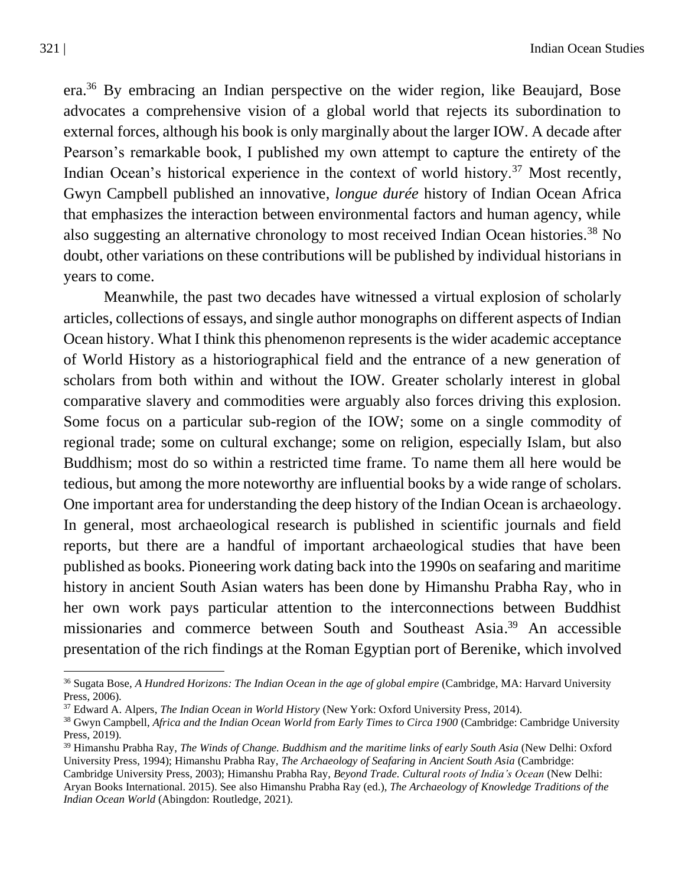era.[36] By embracing an Indian perspective on the wider region, like Beaujard, Bose advocates a comprehensive vision of a global world that rejects its subordination to external forces, although his book is only marginally about the larger IOW. A decade after Pearson's remarkable book, I published my own attempt to capture the entirety of the Indian Ocean's historical experience in the context of world history.[37] Most recently, Gwyn Campbell published an innovative, *longue durée* history of Indian Ocean Africa that emphasizes the interaction between environmental factors and human agency, while also suggesting an alternative chronology to most received Indian Ocean histories.[38] No doubt, other variations on these contributions will be published by individual historians in years to come.

Meanwhile, the past two decades have witnessed a virtual explosion of scholarly articles, collections of essays, and single author monographs on different aspects of Indian Ocean history. What I think this phenomenon represents is the wider academic acceptance of World History as a historiographical field and the entrance of a new generation of scholars from both within and without the IOW. Greater scholarly interest in global comparative slavery and commodities were arguably also forces driving this explosion. Some focus on a particular sub-region of the IOW; some on a single commodity of regional trade; some on cultural exchange; some on religion, especially Islam, but also Buddhism; most do so within a restricted time frame. To name them all here would be tedious, but among the more noteworthy are influential books by a wide range of scholars. One important area for understanding the deep history of the Indian Ocean is archaeology. In general, most archaeological research is published in scientific journals and field reports, but there are a handful of important archaeological studies that have been published as books. Pioneering work dating back into the 1990s on seafaring and maritime history in ancient South Asian waters has been done by Himanshu Prabha Ray, who in her own work pays particular attention to the interconnections between Buddhist missionaries and commerce between South and Southeast Asia.[39] An accessible presentation of the rich findings at the Roman Egyptian port of Berenike, which involved

---

[36] Sugata Bose, *A Hundred Horizons: The Indian Ocean in the age of global empire* (Cambridge, MA: Harvard University Press, 2006).

[37] Edward A. Alpers, *The Indian Ocean in World History* (New York: Oxford University Press, 2014).

[38] Gwyn Campbell, *Africa and the Indian Ocean World from Early Times to Circa 1900* (Cambridge: Cambridge University Press, 2019).

[39] Himanshu Prabha Ray, *The Winds of Change. Buddhism and the maritime links of early South Asia* (New Delhi: Oxford University Press, 1994); Himanshu Prabha Ray, *The Archaeology of Seafaring in Ancient South Asia* (Cambridge: Cambridge University Press, 2003); Himanshu Prabha Ray, *Beyond Trade. Cultural roots of India's Ocean* (New Delhi: Aryan Books International. 2015). See also Himanshu Prabha Ray (ed.), *The Archaeology of Knowledge Traditions of the Indian Ocean World* (Abingdon: Routledge, 2021).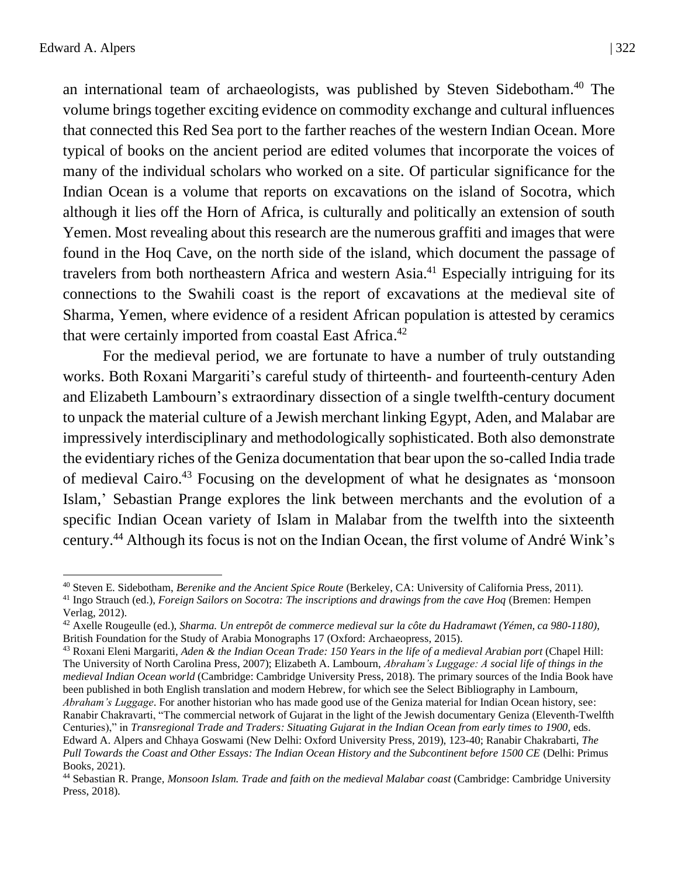an international team of archaeologists, was published by Steven Sidebotham.[40] The volume brings together exciting evidence on commodity exchange and cultural influences that connected this Red Sea port to the farther reaches of the western Indian Ocean. More typical of books on the ancient period are edited volumes that incorporate the voices of many of the individual scholars who worked on a site. Of particular significance for the Indian Ocean is a volume that reports on excavations on the island of Socotra, which although it lies off the Horn of Africa, is culturally and politically an extension of south Yemen. Most revealing about this research are the numerous graffiti and images that were found in the Hoq Cave, on the north side of the island, which document the passage of travelers from both northeastern Africa and western Asia.[41] Especially intriguing for its connections to the Swahili coast is the report of excavations at the medieval site of Sharma, Yemen, where evidence of a resident African population is attested by ceramics that were certainly imported from coastal East Africa.[42]

For the medieval period, we are fortunate to have a number of truly outstanding works. Both Roxani Margariti's careful study of thirteenth- and fourteenth-century Aden and Elizabeth Lambourn's extraordinary dissection of a single twelfth-century document to unpack the material culture of a Jewish merchant linking Egypt, Aden, and Malabar are impressively interdisciplinary and methodologically sophisticated. Both also demonstrate the evidentiary riches of the Geniza documentation that bear upon the so-called India trade of medieval Cairo.[43] Focusing on the development of what he designates as 'monsoon Islam,' Sebastian Prange explores the link between merchants and the evolution of a specific Indian Ocean variety of Islam in Malabar from the twelfth into the sixteenth century.[44] Although its focus is not on the Indian Ocean, the first volume of André Wink's

---

[40] Steven E. Sidebotham, *Berenike and the Ancient Spice Route* (Berkeley, CA: University of California Press, 2011).

[41] Ingo Strauch (ed.), *Foreign Sailors on Socotra: The inscriptions and drawings from the cave Hoq* (Bremen: Hempen Verlag, 2012).

[42] Axelle Rougeulle (ed.), *Sharma. Un entrepôt de commerce medieval sur la côte du Hadramawt (Yémen, ca 980-1180)*, British Foundation for the Study of Arabia Monographs 17 (Oxford: Archaeopress, 2015).

[43] Roxani Eleni Margariti, *Aden & the Indian Ocean Trade: 150 Years in the life of a medieval Arabian port* (Chapel Hill: The University of North Carolina Press, 2007); Elizabeth A. Lambourn, *Abraham's Luggage: A social life of things in the medieval Indian Ocean world* (Cambridge: Cambridge University Press, 2018). The primary sources of the India Book have been published in both English translation and modern Hebrew, for which see the Select Bibliography in Lambourn, *Abraham's Luggage*. For another historian who has made good use of the Geniza material for Indian Ocean history, see: Ranabir Chakravarti, "The commercial network of Gujarat in the light of the Jewish documentary Geniza (Eleventh-Twelfth Centuries)," in *Transregional Trade and Traders: Situating Gujarat in the Indian Ocean from early times to 1900*, eds. Edward A. Alpers and Chhaya Goswami (New Delhi: Oxford University Press, 2019), 123-40; Ranabir Chakrabarti, *The Pull Towards the Coast and Other Essays: The Indian Ocean History and the Subcontinent before 1500 CE* (Delhi: Primus Books, 2021).

[44] Sebastian R. Prange, *Monsoon Islam. Trade and faith on the medieval Malabar coast* (Cambridge: Cambridge University Press, 2018).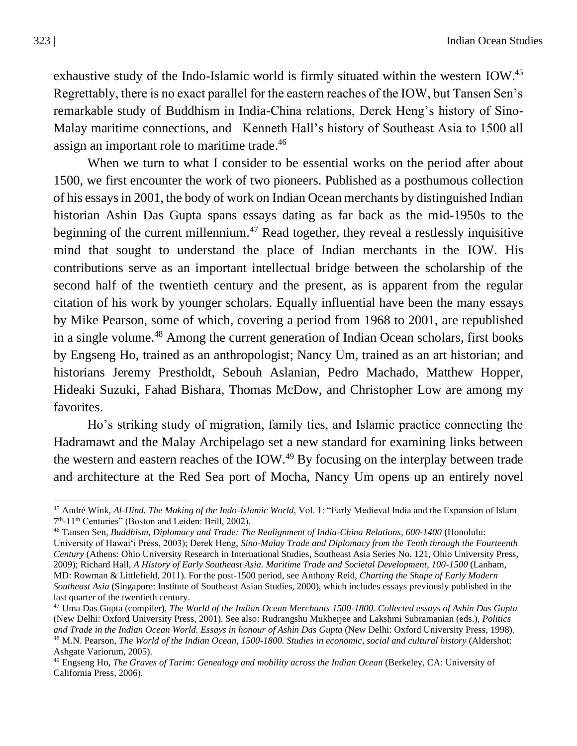exhaustive study of the Indo-Islamic world is firmly situated within the western IOW.[45] Regrettably, there is no exact parallel for the eastern reaches of the IOW, but Tansen Sen's remarkable study of Buddhism in India-China relations, Derek Heng's history of Sino-Malay maritime connections, and Kenneth Hall's history of Southeast Asia to 1500 all assign an important role to maritime trade.[46]

When we turn to what I consider to be essential works on the period after about 1500, we first encounter the work of two pioneers. Published as a posthumous collection of his essays in 2001, the body of work on Indian Ocean merchants by distinguished Indian historian Ashin Das Gupta spans essays dating as far back as the mid-1950s to the beginning of the current millennium.[47] Read together, they reveal a restlessly inquisitive mind that sought to understand the place of Indian merchants in the IOW. His contributions serve as an important intellectual bridge between the scholarship of the second half of the twentieth century and the present, as is apparent from the regular citation of his work by younger scholars. Equally influential have been the many essays by Mike Pearson, some of which, covering a period from 1968 to 2001, are republished in a single volume.[48] Among the current generation of Indian Ocean scholars, first books by Engseng Ho, trained as an anthropologist; Nancy Um, trained as an art historian; and historians Jeremy Prestholdt, Sebouh Aslanian, Pedro Machado, Matthew Hopper, Hideaki Suzuki, Fahad Bishara, Thomas McDow, and Christopher Low are among my favorites.

Ho's striking study of migration, family ties, and Islamic practice connecting the Hadramawt and the Malay Archipelago set a new standard for examining links between the western and eastern reaches of the IOW.[49] By focusing on the interplay between trade and architecture at the Red Sea port of Mocha, Nancy Um opens up an entirely novel

---

[45] André Wink, *Al-Hind. The Making of the Indo-Islamic World*, Vol. 1: "Early Medieval India and the Expansion of Islam 7th-11th Centuries" (Boston and Leiden: Brill, 2002).

[46] Tansen Sen, *Buddhism, Diplomacy and Trade: The Realignment of India-China Relations, 600-1400* (Honolulu: University of Hawai'i Press, 2003); Derek Heng, *Sino-Malay Trade and Diplomacy from the Tenth through the Fourteenth Century* (Athens: Ohio University Research in International Studies, Southeast Asia Series No. 121, Ohio University Press, 2009); Richard Hall, *A History of Early Southeast Asia. Maritime Trade and Societal Development, 100-1500* (Lanham, MD: Rowman & Littlefield, 2011). For the post-1500 period, see Anthony Reid, *Charting the Shape of Early Modern Southeast Asia* (Singapore: Institute of Southeast Asian Studies, 2000), which includes essays previously published in the last quarter of the twentieth century.

[47] Uma Das Gupta (compiler), *The World of the Indian Ocean Merchants 1500-1800. Collected essays of Ashin Das Gupta* (New Delhi: Oxford University Press, 2001). See also: Rudrangshu Mukherjee and Lakshmi Subramanian (eds.), *Politics and Trade in the Indian Ocean World. Essays in honour of Ashin Das Gupta* (New Delhi: Oxford University Press, 1998).

[48] M.N. Pearson, *The World of the Indian Ocean, 1500-1800. Studies in economic, social and cultural history* (Aldershot: Ashgate Variorum, 2005).

[49] Engseng Ho, *The Graves of Tarim: Genealogy and mobility across the Indian Ocean* (Berkeley, CA: University of California Press, 2006).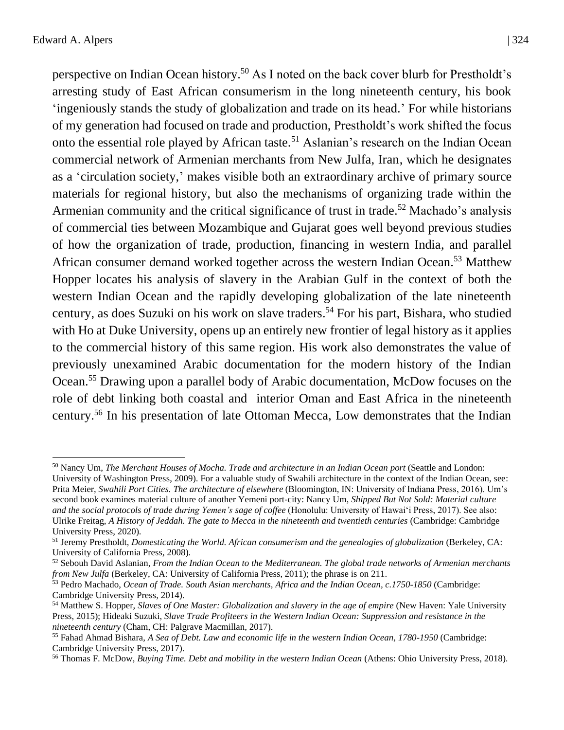perspective on Indian Ocean history.[50] As I noted on the back cover blurb for Prestholdt's arresting study of East African consumerism in the long nineteenth century, his book 'ingeniously stands the study of globalization and trade on its head.' For while historians of my generation had focused on trade and production, Prestholdt's work shifted the focus onto the essential role played by African taste.[51] Aslanian's research on the Indian Ocean commercial network of Armenian merchants from New Julfa, Iran, which he designates as a 'circulation society,' makes visible both an extraordinary archive of primary source materials for regional history, but also the mechanisms of organizing trade within the Armenian community and the critical significance of trust in trade.[52] Machado's analysis of commercial ties between Mozambique and Gujarat goes well beyond previous studies of how the organization of trade, production, financing in western India, and parallel African consumer demand worked together across the western Indian Ocean.[53] Matthew Hopper locates his analysis of slavery in the Arabian Gulf in the context of both the western Indian Ocean and the rapidly developing globalization of the late nineteenth century, as does Suzuki on his work on slave traders.[54] For his part, Bishara, who studied with Ho at Duke University, opens up an entirely new frontier of legal history as it applies to the commercial history of this same region. His work also demonstrates the value of previously unexamined Arabic documentation for the modern history of the Indian Ocean.[55] Drawing upon a parallel body of Arabic documentation, McDow focuses on the role of debt linking both coastal and interior Oman and East Africa in the nineteenth century.[56] In his presentation of late Ottoman Mecca, Low demonstrates that the Indian

---

[50] Nancy Um, *The Merchant Houses of Mocha. Trade and architecture in an Indian Ocean port* (Seattle and London: University of Washington Press, 2009). For a valuable study of Swahili architecture in the context of the Indian Ocean, see: Prita Meier, *Swahili Port Cities. The architecture of elsewhere* (Bloomington, IN: University of Indiana Press, 2016). Um's second book examines material culture of another Yemeni port-city: Nancy Um, *Shipped But Not Sold: Material culture and the social protocols of trade during Yemen's sage of coffee* (Honolulu: University of Hawaiʻi Press, 2017). See also: Ulrike Freitag, *A History of Jeddah. The gate to Mecca in the nineteenth and twentieth centuries* (Cambridge: Cambridge University Press, 2020).

[51] Jeremy Prestholdt, *Domesticating the World. African consumerism and the genealogies of globalization* (Berkeley, CA: University of California Press, 2008).

[52] Sebouh David Aslanian, *From the Indian Ocean to the Mediterranean. The global trade networks of Armenian merchants from New Julfa* (Berkeley, CA: University of California Press, 2011); the phrase is on 211.

[53] Pedro Machado, *Ocean of Trade. South Asian merchants, Africa and the Indian Ocean, c.1750-1850* (Cambridge: Cambridge University Press, 2014).

[54] Matthew S. Hopper, *Slaves of One Master: Globalization and slavery in the age of empire* (New Haven: Yale University Press, 2015); Hideaki Suzuki, *Slave Trade Profiteers in the Western Indian Ocean: Suppression and resistance in the nineteenth century* (Cham, CH: Palgrave Macmillan, 2017).

[55] Fahad Ahmad Bishara, *A Sea of Debt. Law and economic life in the western Indian Ocean, 1780-1950* (Cambridge: Cambridge University Press, 2017).

[56] Thomas F. McDow, *Buying Time. Debt and mobility in the western Indian Ocean* (Athens: Ohio University Press, 2018).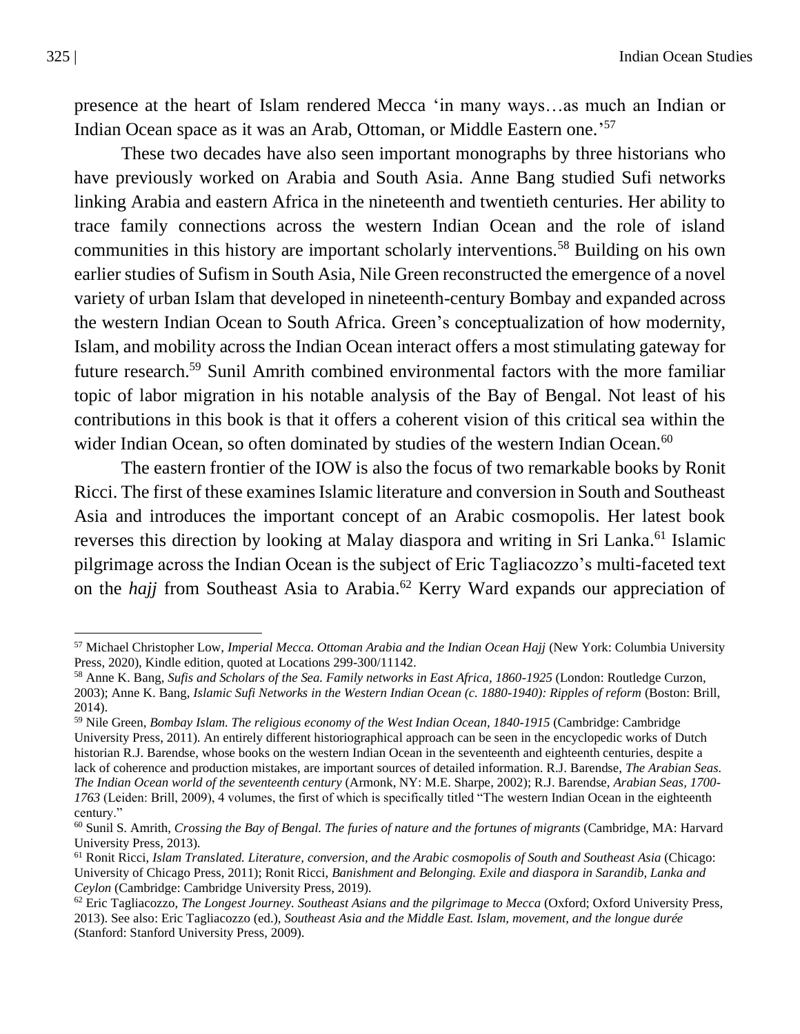presence at the heart of Islam rendered Mecca 'in many ways…as much an Indian or Indian Ocean space as it was an Arab, Ottoman, or Middle Eastern one.'[57]

These two decades have also seen important monographs by three historians who have previously worked on Arabia and South Asia. Anne Bang studied Sufi networks linking Arabia and eastern Africa in the nineteenth and twentieth centuries. Her ability to trace family connections across the western Indian Ocean and the role of island communities in this history are important scholarly interventions.[58] Building on his own earlier studies of Sufism in South Asia, Nile Green reconstructed the emergence of a novel variety of urban Islam that developed in nineteenth-century Bombay and expanded across the western Indian Ocean to South Africa. Green's conceptualization of how modernity, Islam, and mobility across the Indian Ocean interact offers a most stimulating gateway for future research.[59] Sunil Amrith combined environmental factors with the more familiar topic of labor migration in his notable analysis of the Bay of Bengal. Not least of his contributions in this book is that it offers a coherent vision of this critical sea within the wider Indian Ocean, so often dominated by studies of the western Indian Ocean.[60]

The eastern frontier of the IOW is also the focus of two remarkable books by Ronit Ricci. The first of these examines Islamic literature and conversion in South and Southeast Asia and introduces the important concept of an Arabic cosmopolis. Her latest book reverses this direction by looking at Malay diaspora and writing in Sri Lanka.[61] Islamic pilgrimage across the Indian Ocean is the subject of Eric Tagliacozzo's multi-faceted text on the *hajj* from Southeast Asia to Arabia.[62] Kerry Ward expands our appreciation of

---

[57] Michael Christopher Low, *Imperial Mecca. Ottoman Arabia and the Indian Ocean Hajj* (New York: Columbia University Press, 2020), Kindle edition, quoted at Locations 299-300/11142.

[58] Anne K. Bang, *Sufis and Scholars of the Sea. Family networks in East Africa, 1860-1925* (London: Routledge Curzon, 2003); Anne K. Bang, *Islamic Sufi Networks in the Western Indian Ocean (c. 1880-1940): Ripples of reform* (Boston: Brill, 2014).

[59] Nile Green, *Bombay Islam. The religious economy of the West Indian Ocean, 1840-1915* (Cambridge: Cambridge University Press, 2011). An entirely different historiographical approach can be seen in the encyclopedic works of Dutch historian R.J. Barendse, whose books on the western Indian Ocean in the seventeenth and eighteenth centuries, despite a lack of coherence and production mistakes, are important sources of detailed information. R.J. Barendse, *The Arabian Seas. The Indian Ocean world of the seventeenth century* (Armonk, NY: M.E. Sharpe, 2002); R.J. Barendse, *Arabian Seas, 1700-1763* (Leiden: Brill, 2009), 4 volumes, the first of which is specifically titled "The western Indian Ocean in the eighteenth century."

[60] Sunil S. Amrith, *Crossing the Bay of Bengal. The furies of nature and the fortunes of migrants* (Cambridge, MA: Harvard University Press, 2013).

[61] Ronit Ricci, *Islam Translated. Literature, conversion, and the Arabic cosmopolis of South and Southeast Asia* (Chicago: University of Chicago Press, 2011); Ronit Ricci, *Banishment and Belonging. Exile and diaspora in Sarandib, Lanka and Ceylon* (Cambridge: Cambridge University Press, 2019).

[62] Eric Tagliacozzo, *The Longest Journey. Southeast Asians and the pilgrimage to Mecca* (Oxford; Oxford University Press, 2013). See also: Eric Tagliacozzo (ed.), *Southeast Asia and the Middle East. Islam, movement, and the longue durée* (Stanford: Stanford University Press, 2009).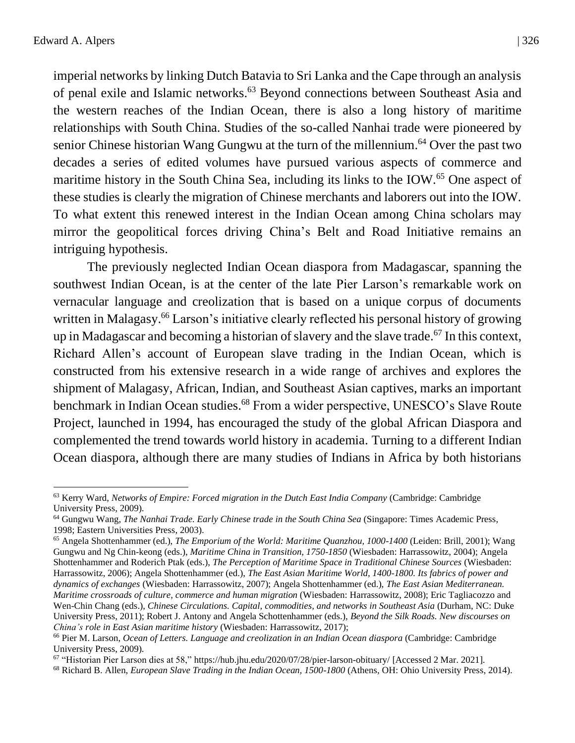imperial networks by linking Dutch Batavia to Sri Lanka and the Cape through an analysis of penal exile and Islamic networks.[63] Beyond connections between Southeast Asia and the western reaches of the Indian Ocean, there is also a long history of maritime relationships with South China. Studies of the so-called Nanhai trade were pioneered by senior Chinese historian Wang Gungwu at the turn of the millennium.[64] Over the past two decades a series of edited volumes have pursued various aspects of commerce and maritime history in the South China Sea, including its links to the IOW.[65] One aspect of these studies is clearly the migration of Chinese merchants and laborers out into the IOW. To what extent this renewed interest in the Indian Ocean among China scholars may mirror the geopolitical forces driving China's Belt and Road Initiative remains an intriguing hypothesis.

The previously neglected Indian Ocean diaspora from Madagascar, spanning the southwest Indian Ocean, is at the center of the late Pier Larson's remarkable work on vernacular language and creolization that is based on a unique corpus of documents written in Malagasy.[66] Larson's initiative clearly reflected his personal history of growing up in Madagascar and becoming a historian of slavery and the slave trade.[67] In this context, Richard Allen's account of European slave trading in the Indian Ocean, which is constructed from his extensive research in a wide range of archives and explores the shipment of Malagasy, African, Indian, and Southeast Asian captives, marks an important benchmark in Indian Ocean studies.[68] From a wider perspective, UNESCO's Slave Route Project, launched in 1994, has encouraged the study of the global African Diaspora and complemented the trend towards world history in academia. Turning to a different Indian Ocean diaspora, although there are many studies of Indians in Africa by both historians

---

[63] Kerry Ward, *Networks of Empire: Forced migration in the Dutch East India Company* (Cambridge: Cambridge University Press, 2009).

[64] Gungwu Wang, *The Nanhai Trade. Early Chinese trade in the South China Sea* (Singapore: Times Academic Press, 1998; Eastern Universities Press, 2003).

[65] Angela Shottenhammer (ed.), *The Emporium of the World: Maritime Quanzhou, 1000-1400* (Leiden: Brill, 2001); Wang Gungwu and Ng Chin-keong (eds.), *Maritime China in Transition, 1750-1850* (Wiesbaden: Harrassowitz, 2004); Angela Shottenhammer and Roderich Ptak (eds.), *The Perception of Maritime Space in Traditional Chinese Sources* (Wiesbaden: Harrassowitz, 2006); Angela Shottenhammer (ed.), *The East Asian Maritime World, 1400-1800. Its fabrics of power and dynamics of exchanges* (Wiesbaden: Harrassowitz, 2007); Angela Shottenhammer (ed.), *The East Asian Mediterranean. Maritime crossroads of culture, commerce and human migration* (Wiesbaden: Harrassowitz, 2008); Eric Tagliacozzo and Wen-Chin Chang (eds.), *Chinese Circulations. Capital, commodities, and networks in Southeast Asia* (Durham, NC: Duke University Press, 2011); Robert J. Antony and Angela Schottenhammer (eds.), *Beyond the Silk Roads. New discourses on China's role in East Asian maritime history* (Wiesbaden: Harrassowitz, 2017);

[66] Pier M. Larson, *Ocean of Letters. Language and creolization in an Indian Ocean diaspora* (Cambridge: Cambridge University Press, 2009).

[67] "Historian Pier Larson dies at 58," https://hub.jhu.edu/2020/07/28/pier-larson-obituary/ [Accessed 2 Mar. 2021].

[68] Richard B. Allen, *European Slave Trading in the Indian Ocean, 1500-1800* (Athens, OH: Ohio University Press, 2014).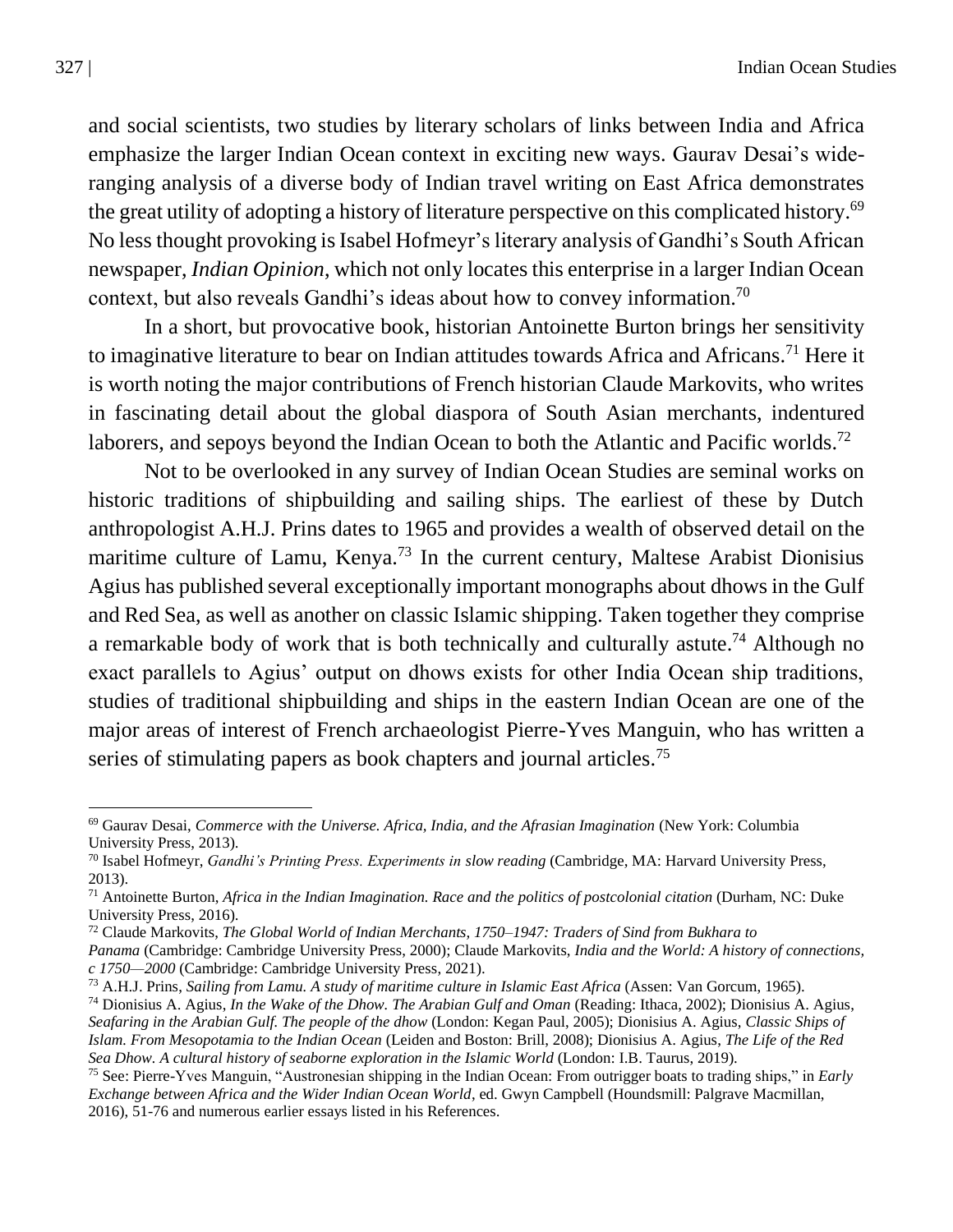and social scientists, two studies by literary scholars of links between India and Africa emphasize the larger Indian Ocean context in exciting new ways. Gaurav Desai's wide-ranging analysis of a diverse body of Indian travel writing on East Africa demonstrates the great utility of adopting a history of literature perspective on this complicated history.[69] No less thought provoking is Isabel Hofmeyr's literary analysis of Gandhi's South African newspaper, *Indian Opinion,* which not only locates this enterprise in a larger Indian Ocean context, but also reveals Gandhi's ideas about how to convey information.[70]

In a short, but provocative book, historian Antoinette Burton brings her sensitivity to imaginative literature to bear on Indian attitudes towards Africa and Africans.[71] Here it is worth noting the major contributions of French historian Claude Markovits, who writes in fascinating detail about the global diaspora of South Asian merchants, indentured laborers, and sepoys beyond the Indian Ocean to both the Atlantic and Pacific worlds.[72]

Not to be overlooked in any survey of Indian Ocean Studies are seminal works on historic traditions of shipbuilding and sailing ships. The earliest of these by Dutch anthropologist A.H.J. Prins dates to 1965 and provides a wealth of observed detail on the maritime culture of Lamu, Kenya.[73] In the current century, Maltese Arabist Dionisius Agius has published several exceptionally important monographs about dhows in the Gulf and Red Sea, as well as another on classic Islamic shipping. Taken together they comprise a remarkable body of work that is both technically and culturally astute.[74] Although no exact parallels to Agius' output on dhows exists for other India Ocean ship traditions, studies of traditional shipbuilding and ships in the eastern Indian Ocean are one of the major areas of interest of French archaeologist Pierre-Yves Manguin, who has written a series of stimulating papers as book chapters and journal articles.[75]

---

[69] Gaurav Desai, *Commerce with the Universe. Africa, India, and the Afrasian Imagination* (New York: Columbia University Press, 2013).

[70] Isabel Hofmeyr, *Gandhi's Printing Press. Experiments in slow reading* (Cambridge, MA: Harvard University Press, 2013).

[71] Antoinette Burton, *Africa in the Indian Imagination. Race and the politics of postcolonial citation* (Durham, NC: Duke University Press, 2016).

[72] Claude Markovits, *The Global World of Indian Merchants, 1750–1947: Traders of Sind from Bukhara to Panama* (Cambridge: Cambridge University Press, 2000); Claude Markovits, *India and the World: A history of connections, c 1750—2000* (Cambridge: Cambridge University Press, 2021).

[73] A.H.J. Prins, *Sailing from Lamu. A study of maritime culture in Islamic East Africa* (Assen: Van Gorcum, 1965).

[74] Dionisius A. Agius, *In the Wake of the Dhow. The Arabian Gulf and Oman* (Reading: Ithaca, 2002); Dionisius A. Agius, *Seafaring in the Arabian Gulf. The people of the dhow* (London: Kegan Paul, 2005); Dionisius A. Agius, *Classic Ships of Islam. From Mesopotamia to the Indian Ocean* (Leiden and Boston: Brill, 2008); Dionisius A. Agius, *The Life of the Red Sea Dhow. A cultural history of seaborne exploration in the Islamic World* (London: I.B. Taurus, 2019).

[75] See: Pierre-Yves Manguin, "Austronesian shipping in the Indian Ocean: From outrigger boats to trading ships," in *Early Exchange between Africa and the Wider Indian Ocean World*, ed. Gwyn Campbell (Houndsmill: Palgrave Macmillan, 2016), 51-76 and numerous earlier essays listed in his References.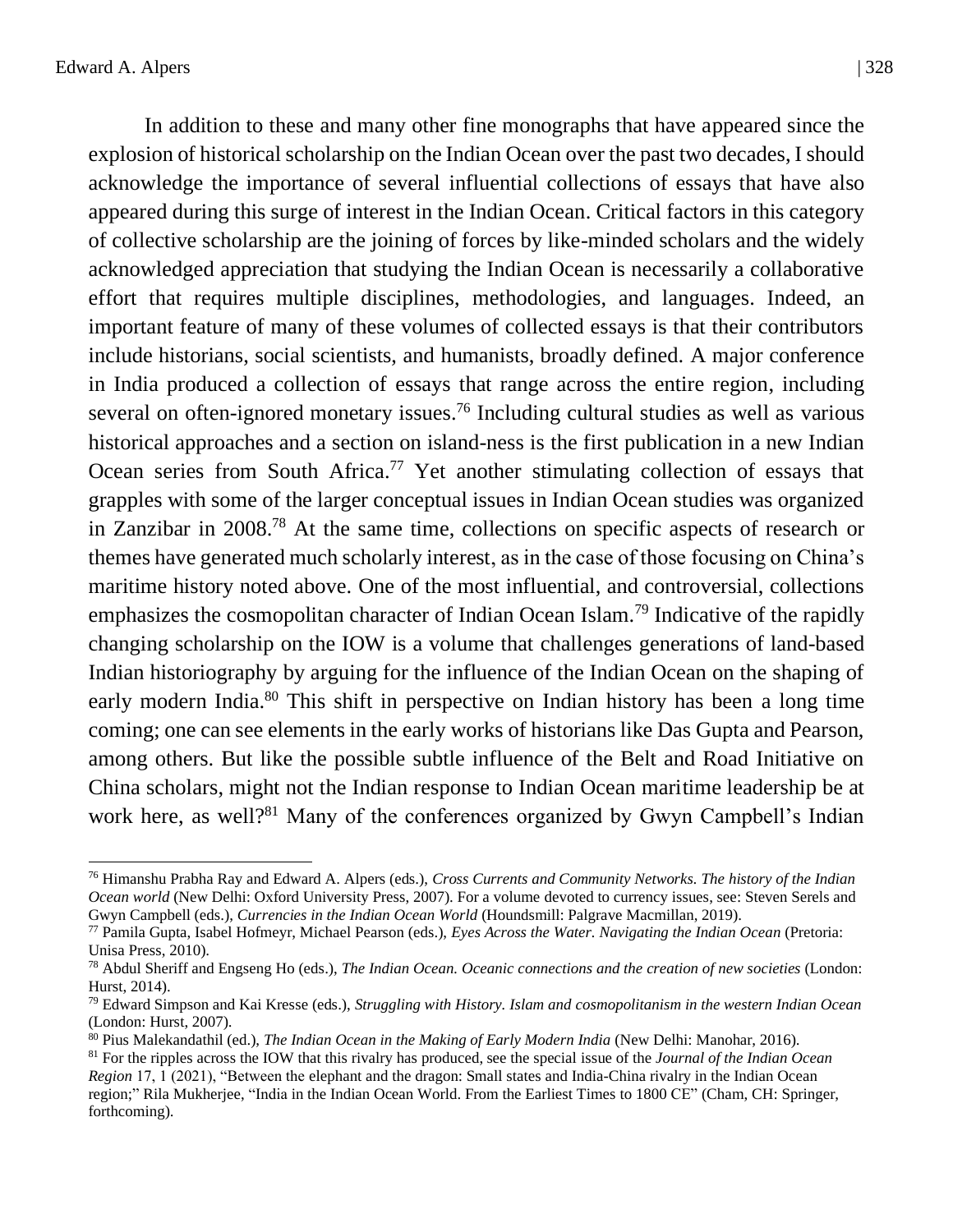In addition to these and many other fine monographs that have appeared since the explosion of historical scholarship on the Indian Ocean over the past two decades, I should acknowledge the importance of several influential collections of essays that have also appeared during this surge of interest in the Indian Ocean. Critical factors in this category of collective scholarship are the joining of forces by like-minded scholars and the widely acknowledged appreciation that studying the Indian Ocean is necessarily a collaborative effort that requires multiple disciplines, methodologies, and languages. Indeed, an important feature of many of these volumes of collected essays is that their contributors include historians, social scientists, and humanists, broadly defined. A major conference in India produced a collection of essays that range across the entire region, including several on often-ignored monetary issues.[76] Including cultural studies as well as various historical approaches and a section on island-ness is the first publication in a new Indian Ocean series from South Africa.[77] Yet another stimulating collection of essays that grapples with some of the larger conceptual issues in Indian Ocean studies was organized in Zanzibar in 2008.[78] At the same time, collections on specific aspects of research or themes have generated much scholarly interest, as in the case of those focusing on China's maritime history noted above. One of the most influential, and controversial, collections emphasizes the cosmopolitan character of Indian Ocean Islam.[79] Indicative of the rapidly changing scholarship on the IOW is a volume that challenges generations of land-based Indian historiography by arguing for the influence of the Indian Ocean on the shaping of early modern India.[80] This shift in perspective on Indian history has been a long time coming; one can see elements in the early works of historians like Das Gupta and Pearson, among others. But like the possible subtle influence of the Belt and Road Initiative on China scholars, might not the Indian response to Indian Ocean maritime leadership be at work here, as well?[81] Many of the conferences organized by Gwyn Campbell's Indian

---

[76] Himanshu Prabha Ray and Edward A. Alpers (eds.), *Cross Currents and Community Networks. The history of the Indian Ocean world* (New Delhi: Oxford University Press, 2007). For a volume devoted to currency issues, see: Steven Serels and Gwyn Campbell (eds.), *Currencies in the Indian Ocean World* (Houndsmill: Palgrave Macmillan, 2019).

[77] Pamila Gupta, Isabel Hofmeyr, Michael Pearson (eds.), *Eyes Across the Water. Navigating the Indian Ocean* (Pretoria: Unisa Press, 2010).

[78] Abdul Sheriff and Engseng Ho (eds.), *The Indian Ocean. Oceanic connections and the creation of new societies* (London: Hurst, 2014).

[79] Edward Simpson and Kai Kresse (eds.), *Struggling with History. Islam and cosmopolitanism in the western Indian Ocean* (London: Hurst, 2007).

[80] Pius Malekandathil (ed.), *The Indian Ocean in the Making of Early Modern India* (New Delhi: Manohar, 2016).

[81] For the ripples across the IOW that this rivalry has produced, see the special issue of the *Journal of the Indian Ocean Region* 17, 1 (2021), "Between the elephant and the dragon: Small states and India-China rivalry in the Indian Ocean region;" Rila Mukherjee, "India in the Indian Ocean World. From the Earliest Times to 1800 CE" (Cham, CH: Springer, forthcoming).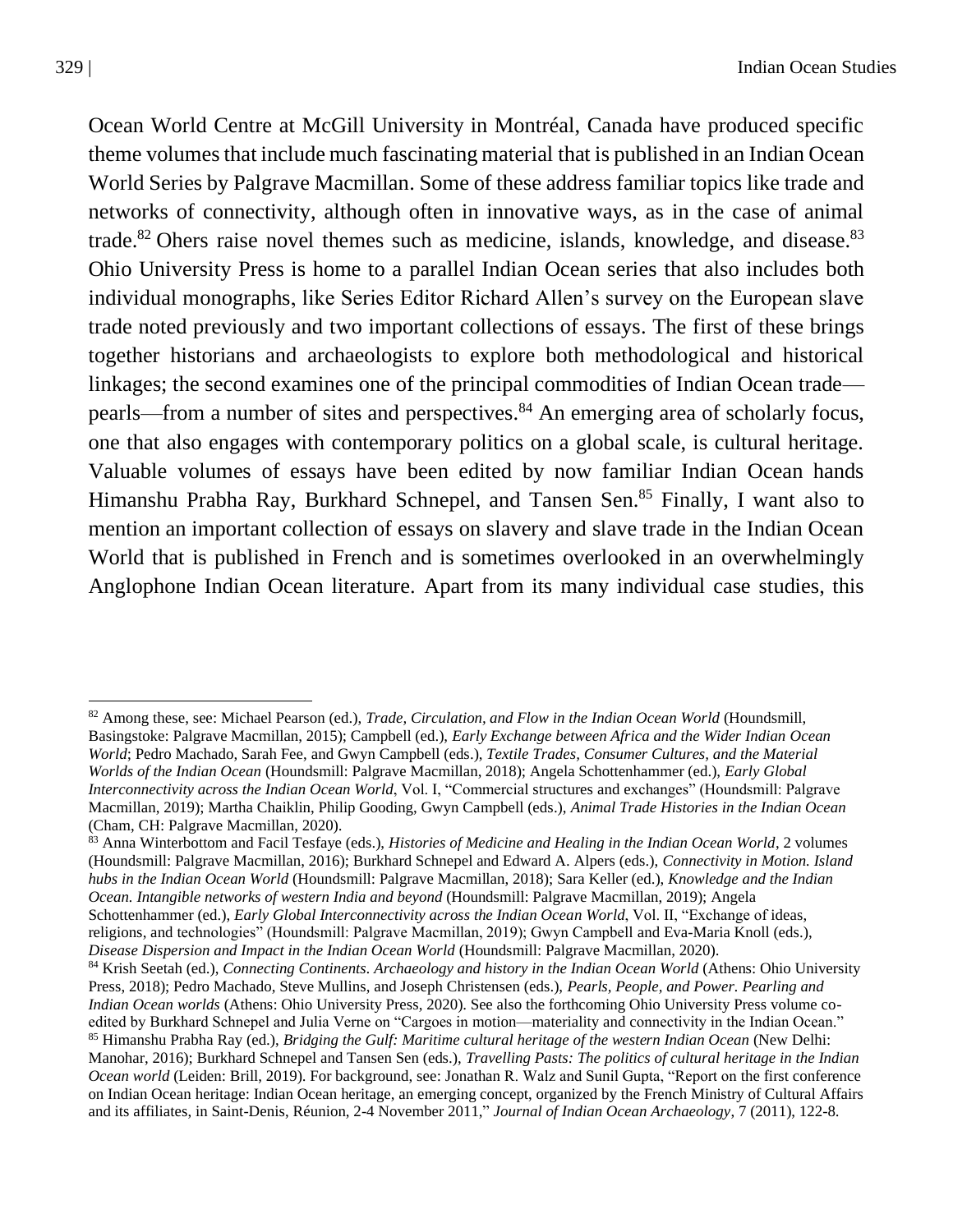Ocean World Centre at McGill University in Montréal, Canada have produced specific theme volumes that include much fascinating material that is published in an Indian Ocean World Series by Palgrave Macmillan. Some of these address familiar topics like trade and networks of connectivity, although often in innovative ways, as in the case of animal trade.[82] Ohers raise novel themes such as medicine, islands, knowledge, and disease.[83] Ohio University Press is home to a parallel Indian Ocean series that also includes both individual monographs, like Series Editor Richard Allen's survey on the European slave trade noted previously and two important collections of essays. The first of these brings together historians and archaeologists to explore both methodological and historical linkages; the second examines one of the principal commodities of Indian Ocean trade—pearls—from a number of sites and perspectives.[84] An emerging area of scholarly focus, one that also engages with contemporary politics on a global scale, is cultural heritage. Valuable volumes of essays have been edited by now familiar Indian Ocean hands Himanshu Prabha Ray, Burkhard Schnepel, and Tansen Sen.[85] Finally, I want also to mention an important collection of essays on slavery and slave trade in the Indian Ocean World that is published in French and is sometimes overlooked in an overwhelmingly Anglophone Indian Ocean literature. Apart from its many individual case studies, this

---

[82] Among these, see: Michael Pearson (ed.), *Trade, Circulation, and Flow in the Indian Ocean World* (Houndsmill, Basingstoke: Palgrave Macmillan, 2015); Campbell (ed.), *Early Exchange between Africa and the Wider Indian Ocean World*; Pedro Machado, Sarah Fee, and Gwyn Campbell (eds.), *Textile Trades, Consumer Cultures, and the Material Worlds of the Indian Ocean* (Houndsmill: Palgrave Macmillan, 2018); Angela Schottenhammer (ed.), *Early Global Interconnectivity across the Indian Ocean World*, Vol. I, "Commercial structures and exchanges" (Houndsmill: Palgrave Macmillan, 2019); Martha Chaiklin, Philip Gooding, Gwyn Campbell (eds.), *Animal Trade Histories in the Indian Ocean* (Cham, CH: Palgrave Macmillan, 2020).

[83] Anna Winterbottom and Facil Tesfaye (eds.), *Histories of Medicine and Healing in the Indian Ocean World*, 2 volumes (Houndsmill: Palgrave Macmillan, 2016); Burkhard Schnepel and Edward A. Alpers (eds.), *Connectivity in Motion. Island hubs in the Indian Ocean World* (Houndsmill: Palgrave Macmillan, 2018); Sara Keller (ed.), *Knowledge and the Indian Ocean. Intangible networks of western India and beyond* (Houndsmill: Palgrave Macmillan, 2019); Angela Schottenhammer (ed.), *Early Global Interconnectivity across the Indian Ocean World*, Vol. II, "Exchange of ideas, religions, and technologies" (Houndsmill: Palgrave Macmillan, 2019); Gwyn Campbell and Eva-Maria Knoll (eds.), *Disease Dispersion and Impact in the Indian Ocean World* (Houndsmill: Palgrave Macmillan, 2020).

[84] Krish Seetah (ed.), *Connecting Continents. Archaeology and history in the Indian Ocean World* (Athens: Ohio University Press, 2018); Pedro Machado, Steve Mullins, and Joseph Christensen (eds.), *Pearls, People, and Power. Pearling and Indian Ocean worlds* (Athens: Ohio University Press, 2020). See also the forthcoming Ohio University Press volume co-edited by Burkhard Schnepel and Julia Verne on "Cargoes in motion—materiality and connectivity in the Indian Ocean."

[85] Himanshu Prabha Ray (ed.), *Bridging the Gulf: Maritime cultural heritage of the western Indian Ocean* (New Delhi: Manohar, 2016); Burkhard Schnepel and Tansen Sen (eds.), *Travelling Pasts: The politics of cultural heritage in the Indian Ocean world* (Leiden: Brill, 2019). For background, see: Jonathan R. Walz and Sunil Gupta, "Report on the first conference on Indian Ocean heritage: Indian Ocean heritage, an emerging concept, organized by the French Ministry of Cultural Affairs and its affiliates, in Saint-Denis, Réunion, 2-4 November 2011," *Journal of Indian Ocean Archaeology*, 7 (2011), 122-8.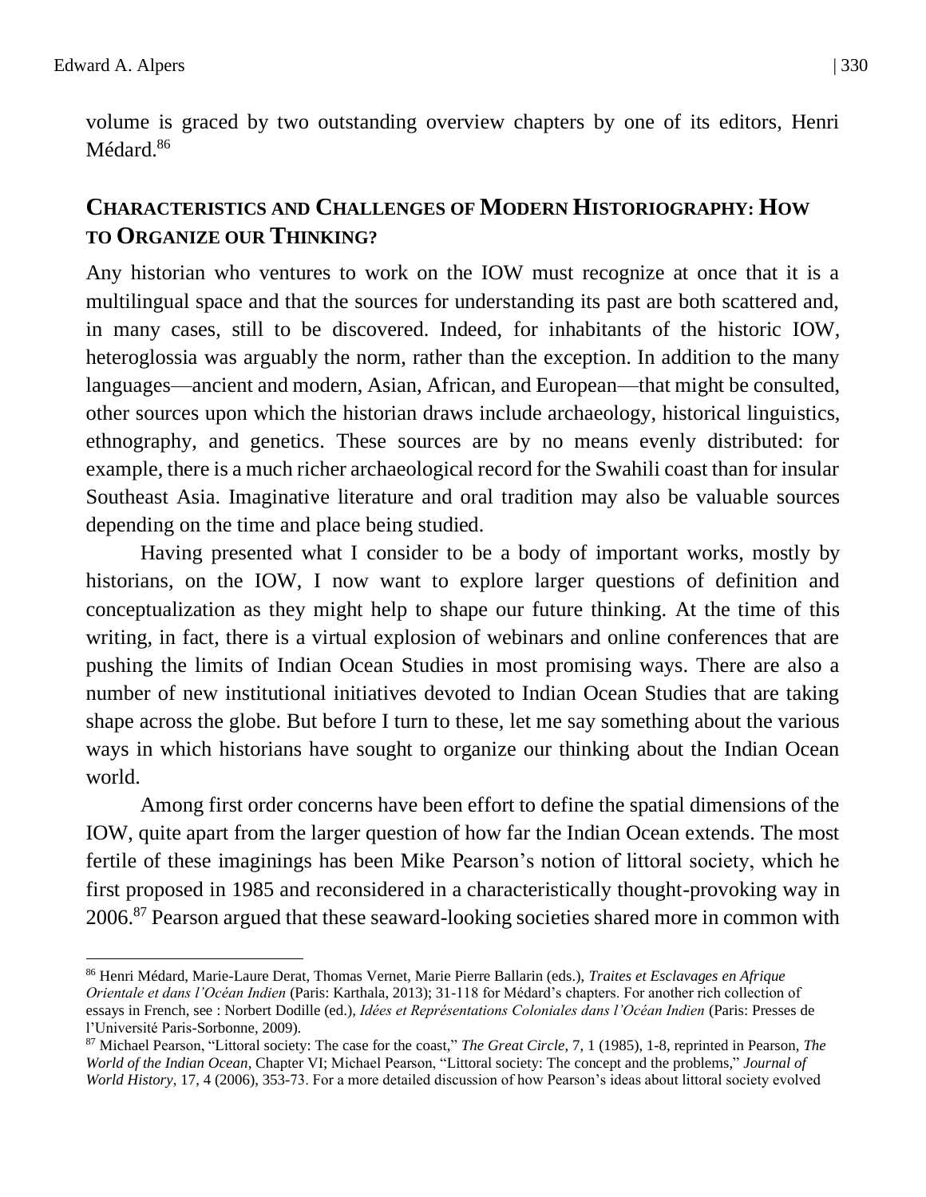volume is graced by two outstanding overview chapters by one of its editors, Henri Médard.[86]

## Characteristics and Challenges of Modern Historiography: How to Organize our Thinking?

Any historian who ventures to work on the IOW must recognize at once that it is a multilingual space and that the sources for understanding its past are both scattered and, in many cases, still to be discovered. Indeed, for inhabitants of the historic IOW, heteroglossia was arguably the norm, rather than the exception. In addition to the many languages—ancient and modern, Asian, African, and European—that might be consulted, other sources upon which the historian draws include archaeology, historical linguistics, ethnography, and genetics. These sources are by no means evenly distributed: for example, there is a much richer archaeological record for the Swahili coast than for insular Southeast Asia. Imaginative literature and oral tradition may also be valuable sources depending on the time and place being studied.

Having presented what I consider to be a body of important works, mostly by historians, on the IOW, I now want to explore larger questions of definition and conceptualization as they might help to shape our future thinking. At the time of this writing, in fact, there is a virtual explosion of webinars and online conferences that are pushing the limits of Indian Ocean Studies in most promising ways. There are also a number of new institutional initiatives devoted to Indian Ocean Studies that are taking shape across the globe. But before I turn to these, let me say something about the various ways in which historians have sought to organize our thinking about the Indian Ocean world.

Among first order concerns have been effort to define the spatial dimensions of the IOW, quite apart from the larger question of how far the Indian Ocean extends. The most fertile of these imaginings has been Mike Pearson's notion of littoral society, which he first proposed in 1985 and reconsidered in a characteristically thought-provoking way in 2006.[87] Pearson argued that these seaward-looking societies shared more in common with

---

[86] Henri Médard, Marie-Laure Derat, Thomas Vernet, Marie Pierre Ballarin (eds.), *Traites et Esclavages en Afrique Orientale et dans l'Océan Indien* (Paris: Karthala, 2013); 31-118 for Médard's chapters. For another rich collection of essays in French, see : Norbert Dodille (ed.), *Idées et Représentations Coloniales dans l'Océan Indien* (Paris: Presses de l'Université Paris-Sorbonne, 2009).

[87] Michael Pearson, "Littoral society: The case for the coast," *The Great Circle*, 7, 1 (1985), 1-8, reprinted in Pearson, *The World of the Indian Ocean*, Chapter VI; Michael Pearson, "Littoral society: The concept and the problems," *Journal of World History*, 17, 4 (2006), 353-73. For a more detailed discussion of how Pearson's ideas about littoral society evolved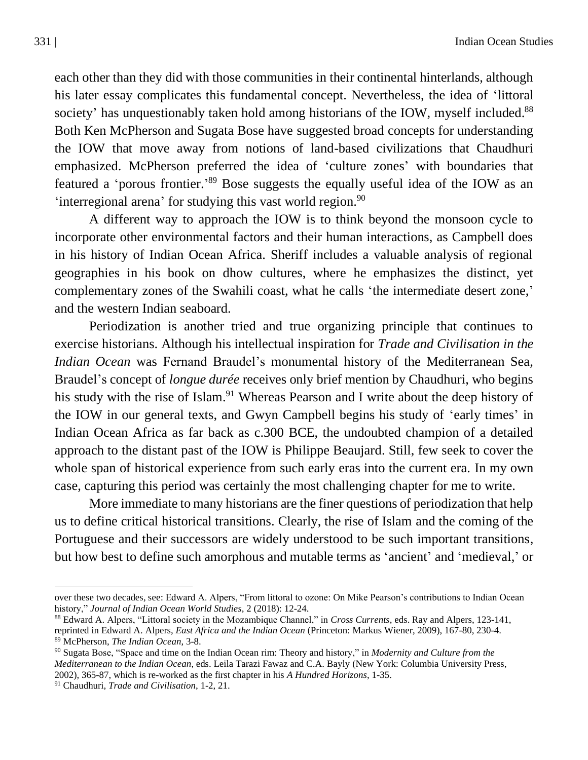each other than they did with those communities in their continental hinterlands, although his later essay complicates this fundamental concept. Nevertheless, the idea of 'littoral society' has unquestionably taken hold among historians of the IOW, myself included.[88] Both Ken McPherson and Sugata Bose have suggested broad concepts for understanding the IOW that move away from notions of land-based civilizations that Chaudhuri emphasized. McPherson preferred the idea of 'culture zones' with boundaries that featured a 'porous frontier.'[89] Bose suggests the equally useful idea of the IOW as an 'interregional arena' for studying this vast world region.[90]

A different way to approach the IOW is to think beyond the monsoon cycle to incorporate other environmental factors and their human interactions, as Campbell does in his history of Indian Ocean Africa. Sheriff includes a valuable analysis of regional geographies in his book on dhow cultures, where he emphasizes the distinct, yet complementary zones of the Swahili coast, what he calls 'the intermediate desert zone,' and the western Indian seaboard.

Periodization is another tried and true organizing principle that continues to exercise historians. Although his intellectual inspiration for *Trade and Civilisation in the Indian Ocean* was Fernand Braudel's monumental history of the Mediterranean Sea, Braudel's concept of *longue durée* receives only brief mention by Chaudhuri, who begins his study with the rise of Islam.[91] Whereas Pearson and I write about the deep history of the IOW in our general texts, and Gwyn Campbell begins his study of 'early times' in Indian Ocean Africa as far back as c.300 BCE, the undoubted champion of a detailed approach to the distant past of the IOW is Philippe Beaujard. Still, few seek to cover the whole span of historical experience from such early eras into the current era. In my own case, capturing this period was certainly the most challenging chapter for me to write.

More immediate to many historians are the finer questions of periodization that help us to define critical historical transitions. Clearly, the rise of Islam and the coming of the Portuguese and their successors are widely understood to be such important transitions, but how best to define such amorphous and mutable terms as 'ancient' and 'medieval,' or

---

over these two decades, see: Edward A. Alpers, "From littoral to ozone: On Mike Pearson's contributions to Indian Ocean history," *Journal of Indian Ocean World Studies*, 2 (2018): 12-24.

[88] Edward A. Alpers, "Littoral society in the Mozambique Channel," in *Cross Currents*, eds. Ray and Alpers, 123-141, reprinted in Edward A. Alpers, *East Africa and the Indian Ocean* (Princeton: Markus Wiener, 2009), 167-80, 230-4.

[89] McPherson, *The Indian Ocean*, 3-8.

[90] Sugata Bose, "Space and time on the Indian Ocean rim: Theory and history," in *Modernity and Culture from the Mediterranean to the Indian Ocean*, eds. Leila Tarazi Fawaz and C.A. Bayly (New York: Columbia University Press, 2002), 365-87, which is re-worked as the first chapter in his *A Hundred Horizons*, 1-35.

[91] Chaudhuri, *Trade and Civilisation*, 1-2, 21.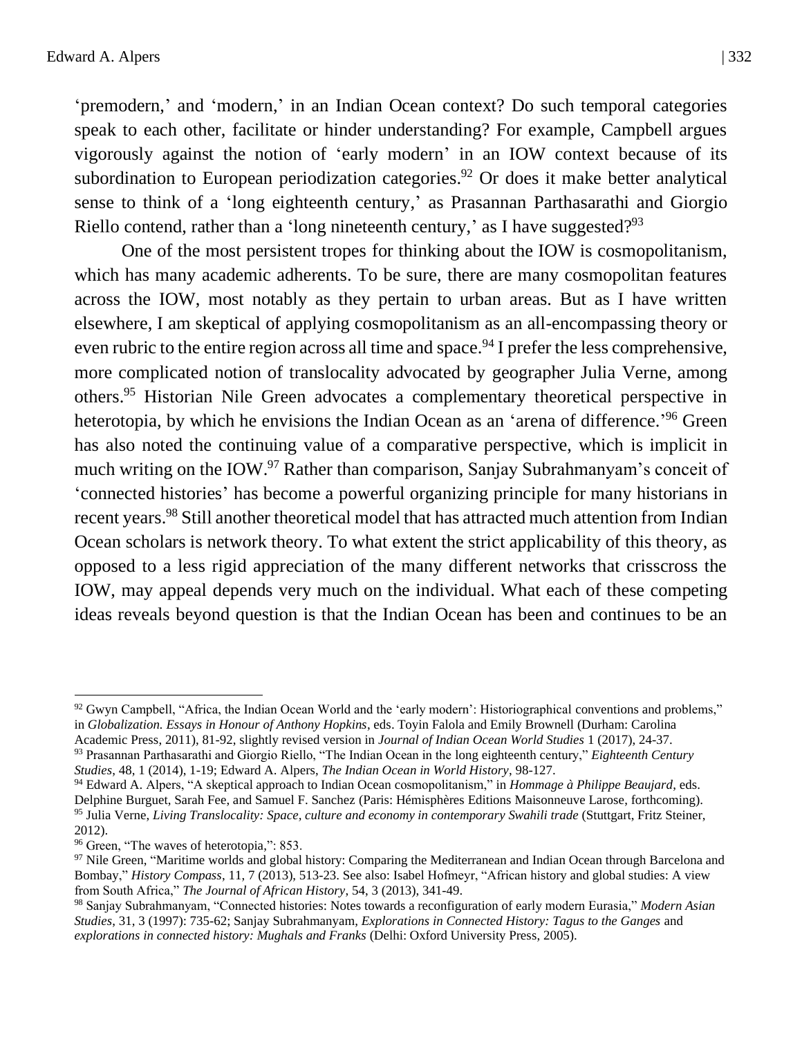'premodern,' and 'modern,' in an Indian Ocean context? Do such temporal categories speak to each other, facilitate or hinder understanding? For example, Campbell argues vigorously against the notion of 'early modern' in an IOW context because of its subordination to European periodization categories.[92] Or does it make better analytical sense to think of a 'long eighteenth century,' as Prasannan Parthasarathi and Giorgio Riello contend, rather than a 'long nineteenth century,' as I have suggested?[93]

One of the most persistent tropes for thinking about the IOW is cosmopolitanism, which has many academic adherents. To be sure, there are many cosmopolitan features across the IOW, most notably as they pertain to urban areas. But as I have written elsewhere, I am skeptical of applying cosmopolitanism as an all-encompassing theory or even rubric to the entire region across all time and space.[94] I prefer the less comprehensive, more complicated notion of translocality advocated by geographer Julia Verne, among others.[95] Historian Nile Green advocates a complementary theoretical perspective in heterotopia, by which he envisions the Indian Ocean as an 'arena of difference.'[96] Green has also noted the continuing value of a comparative perspective, which is implicit in much writing on the IOW.[97] Rather than comparison, Sanjay Subrahmanyam's conceit of 'connected histories' has become a powerful organizing principle for many historians in recent years.[98] Still another theoretical model that has attracted much attention from Indian Ocean scholars is network theory. To what extent the strict applicability of this theory, as opposed to a less rigid appreciation of the many different networks that crisscross the IOW, may appeal depends very much on the individual. What each of these competing ideas reveals beyond question is that the Indian Ocean has been and continues to be an

---

[92] Gwyn Campbell, "Africa, the Indian Ocean World and the 'early modern': Historiographical conventions and problems," in *Globalization. Essays in Honour of Anthony Hopkins*, eds. Toyin Falola and Emily Brownell (Durham: Carolina Academic Press, 2011), 81-92, slightly revised version in *Journal of Indian Ocean World Studies* 1 (2017), 24-37.

[93] Prasannan Parthasarathi and Giorgio Riello, "The Indian Ocean in the long eighteenth century," *Eighteenth Century Studies*, 48, 1 (2014), 1-19; Edward A. Alpers, *The Indian Ocean in World History*, 98-127.

[94] Edward A. Alpers, "A skeptical approach to Indian Ocean cosmopolitanism," in *Hommage à Philippe Beaujard*, eds. Delphine Burguet, Sarah Fee, and Samuel F. Sanchez (Paris: Hémisphères Editions Maisonneuve Larose, forthcoming).

[95] Julia Verne, *Living Translocality: Space, culture and economy in contemporary Swahili trade* (Stuttgart, Fritz Steiner, 2012).

[96] Green, "The waves of heterotopia,": 853.

[97] Nile Green, "Maritime worlds and global history: Comparing the Mediterranean and Indian Ocean through Barcelona and Bombay," *History Compass*, 11, 7 (2013), 513-23. See also: Isabel Hofmeyr, "African history and global studies: A view from South Africa," *The Journal of African History*, 54, 3 (2013), 341-49.

[98] Sanjay Subrahmanyam, "Connected histories: Notes towards a reconfiguration of early modern Eurasia," *Modern Asian Studies*, 31, 3 (1997): 735-62; Sanjay Subrahmanyam, *Explorations in Connected History: Tagus to the Ganges* and *explorations in connected history: Mughals and Franks* (Delhi: Oxford University Press, 2005).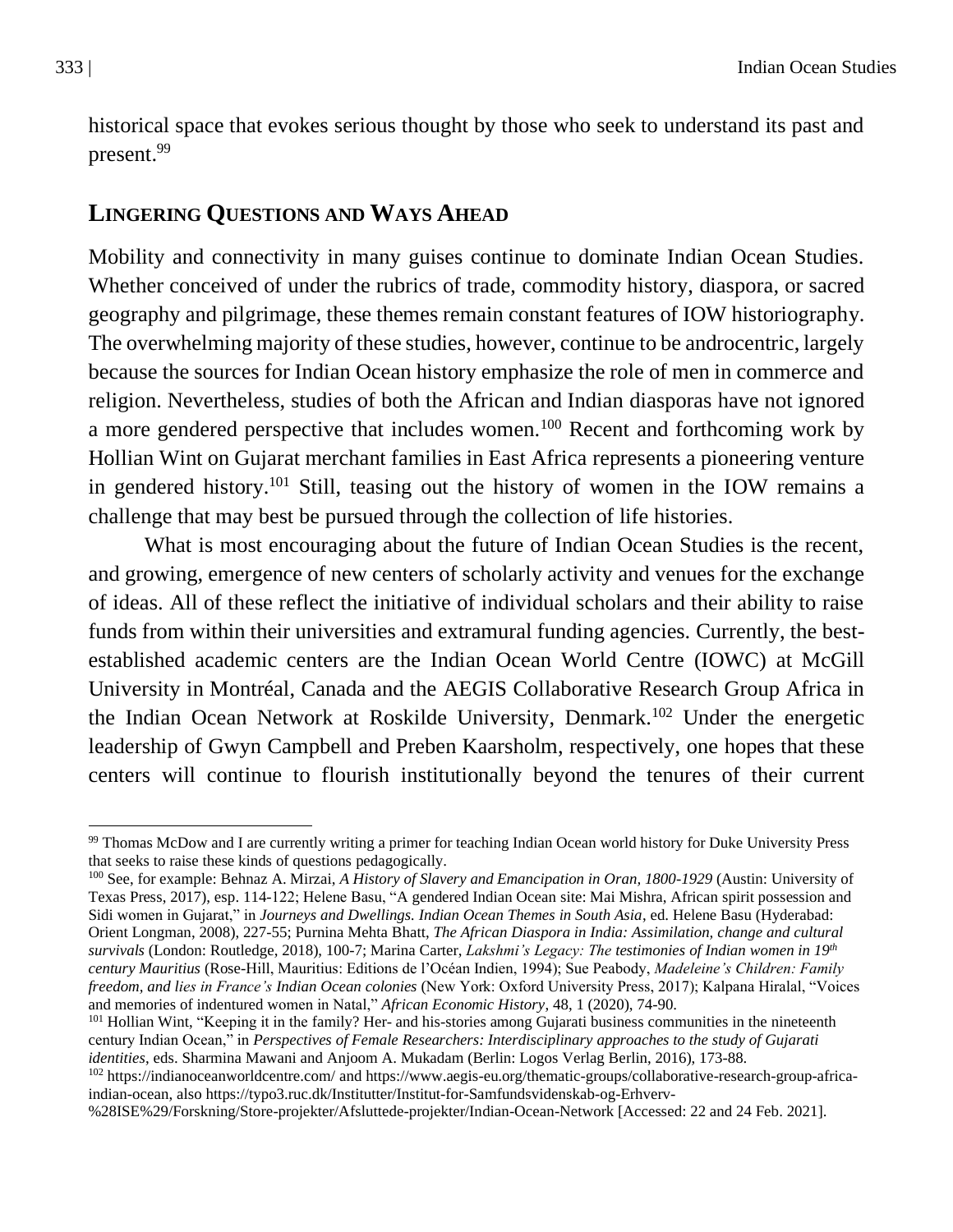historical space that evokes serious thought by those who seek to understand its past and present.[99]

## Lingering Questions and Ways Ahead

Mobility and connectivity in many guises continue to dominate Indian Ocean Studies. Whether conceived of under the rubrics of trade, commodity history, diaspora, or sacred geography and pilgrimage, these themes remain constant features of IOW historiography. The overwhelming majority of these studies, however, continue to be androcentric, largely because the sources for Indian Ocean history emphasize the role of men in commerce and religion. Nevertheless, studies of both the African and Indian diasporas have not ignored a more gendered perspective that includes women.[100] Recent and forthcoming work by Hollian Wint on Gujarat merchant families in East Africa represents a pioneering venture in gendered history.[101] Still, teasing out the history of women in the IOW remains a challenge that may best be pursued through the collection of life histories.

What is most encouraging about the future of Indian Ocean Studies is the recent, and growing, emergence of new centers of scholarly activity and venues for the exchange of ideas. All of these reflect the initiative of individual scholars and their ability to raise funds from within their universities and extramural funding agencies. Currently, the best-established academic centers are the Indian Ocean World Centre (IOWC) at McGill University in Montréal, Canada and the AEGIS Collaborative Research Group Africa in the Indian Ocean Network at Roskilde University, Denmark.[102] Under the energetic leadership of Gwyn Campbell and Preben Kaarsholm, respectively, one hopes that these centers will continue to flourish institutionally beyond the tenures of their current

---

[99] Thomas McDow and I are currently writing a primer for teaching Indian Ocean world history for Duke University Press that seeks to raise these kinds of questions pedagogically.

[100] See, for example: Behnaz A. Mirzai, *A History of Slavery and Emancipation in Oran, 1800-1929* (Austin: University of Texas Press, 2017), esp. 114-122; Helene Basu, "A gendered Indian Ocean site: Mai Mishra, African spirit possession and Sidi women in Gujarat," in *Journeys and Dwellings. Indian Ocean Themes in South Asia*, ed. Helene Basu (Hyderabad: Orient Longman, 2008), 227-55; Purnina Mehta Bhatt, *The African Diaspora in India: Assimilation, change and cultural survivals* (London: Routledge, 2018), 100-7; Marina Carter, *Lakshmi's Legacy: The testimonies of Indian women in 19th century Mauritius* (Rose-Hill, Mauritius: Editions de l'Océan Indien, 1994); Sue Peabody, *Madeleine's Children: Family freedom, and lies in France's Indian Ocean colonies* (New York: Oxford University Press, 2017); Kalpana Hiralal, "Voices and memories of indentured women in Natal," *African Economic History*, 48, 1 (2020), 74-90.

[101] Hollian Wint, "Keeping it in the family? Her- and his-stories among Gujarati business communities in the nineteenth century Indian Ocean," in *Perspectives of Female Researchers: Interdisciplinary approaches to the study of Gujarati identities*, eds. Sharmina Mawani and Anjoom A. Mukadam (Berlin: Logos Verlag Berlin, 2016), 173-88.

[102] https://indianoceanworldcentre.com/ and https://www.aegis-eu.org/thematic-groups/collaborative-research-group-africa-indian-ocean, also https://typo3.ruc.dk/Institutter/Institut-for-Samfundsvidenskab-og-Erhverv-%28ISE%29/Forskning/Store-projekter/Afsluttede-projekter/Indian-Ocean-Network [Accessed: 22 and 24 Feb. 2021].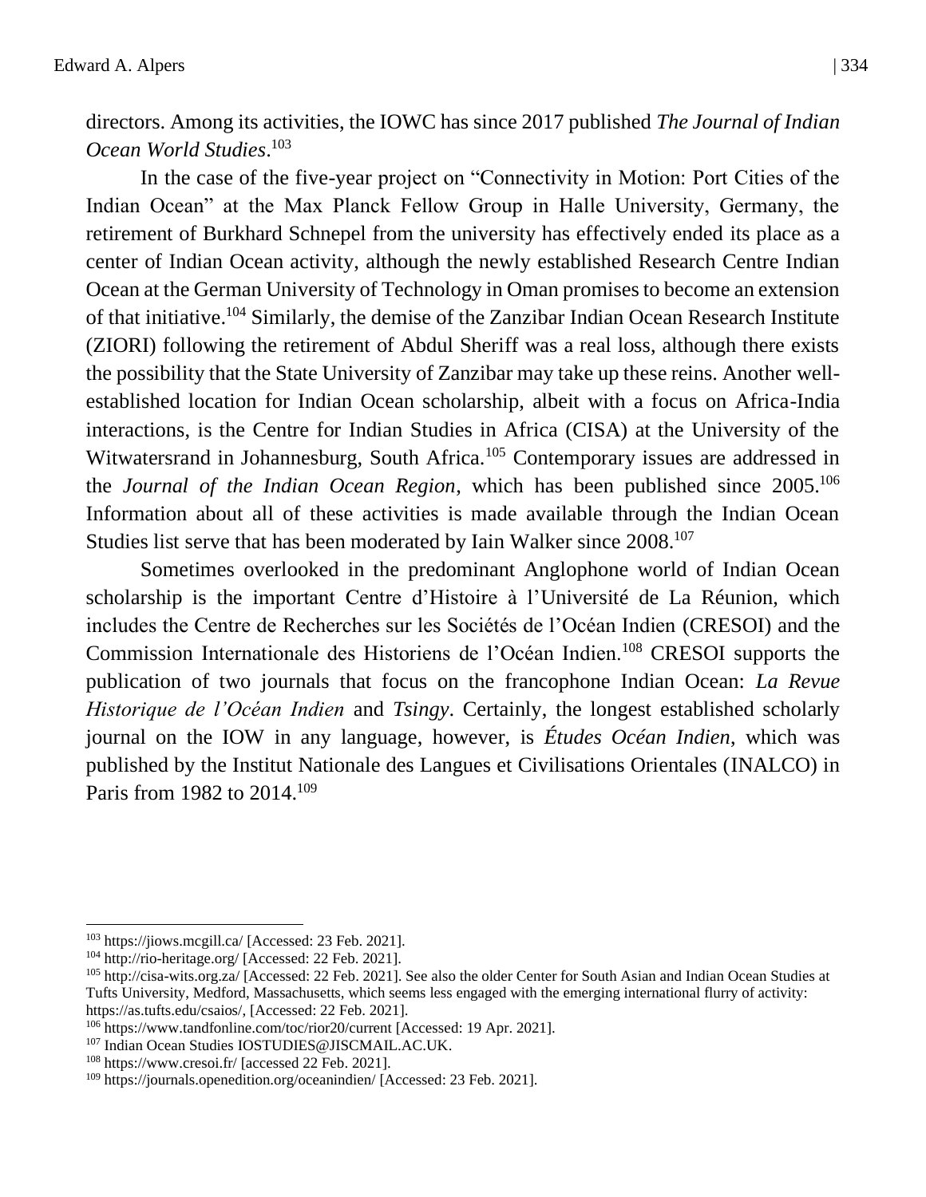directors. Among its activities, the IOWC has since 2017 published *The Journal of Indian Ocean World Studies*.[103]

In the case of the five-year project on "Connectivity in Motion: Port Cities of the Indian Ocean" at the Max Planck Fellow Group in Halle University, Germany, the retirement of Burkhard Schnepel from the university has effectively ended its place as a center of Indian Ocean activity, although the newly established Research Centre Indian Ocean at the German University of Technology in Oman promises to become an extension of that initiative.[104] Similarly, the demise of the Zanzibar Indian Ocean Research Institute (ZIORI) following the retirement of Abdul Sheriff was a real loss, although there exists the possibility that the State University of Zanzibar may take up these reins. Another well-established location for Indian Ocean scholarship, albeit with a focus on Africa-India interactions, is the Centre for Indian Studies in Africa (CISA) at the University of the Witwatersrand in Johannesburg, South Africa.[105] Contemporary issues are addressed in the *Journal of the Indian Ocean Region*, which has been published since 2005.[106] Information about all of these activities is made available through the Indian Ocean Studies list serve that has been moderated by Iain Walker since 2008.[107]

Sometimes overlooked in the predominant Anglophone world of Indian Ocean scholarship is the important Centre d'Histoire à l'Université de La Réunion, which includes the Centre de Recherches sur les Sociétés de l'Océan Indien (CRESOI) and the Commission Internationale des Historiens de l'Océan Indien.[108] CRESOI supports the publication of two journals that focus on the francophone Indian Ocean: *La Revue Historique de l'Océan Indien* and *Tsingy*. Certainly, the longest established scholarly journal on the IOW in any language, however, is *Études Océan Indien*, which was published by the Institut Nationale des Langues et Civilisations Orientales (INALCO) in Paris from 1982 to 2014.[109]

---

[103] https://jiows.mcgill.ca/ [Accessed: 23 Feb. 2021].

[104] http://rio-heritage.org/ [Accessed: 22 Feb. 2021].

[105] http://cisa-wits.org.za/ [Accessed: 22 Feb. 2021]. See also the older Center for South Asian and Indian Ocean Studies at Tufts University, Medford, Massachusetts, which seems less engaged with the emerging international flurry of activity: https://as.tufts.edu/csaios/, [Accessed: 22 Feb. 2021].

[106] https://www.tandfonline.com/toc/rior20/current [Accessed: 19 Apr. 2021].

[107] Indian Ocean Studies IOSTUDIES@JISCMAIL.AC.UK.

[108] https://www.cresoi.fr/ [accessed 22 Feb. 2021].

[109] https://journals.openedition.org/oceanindien/ [Accessed: 23 Feb. 2021].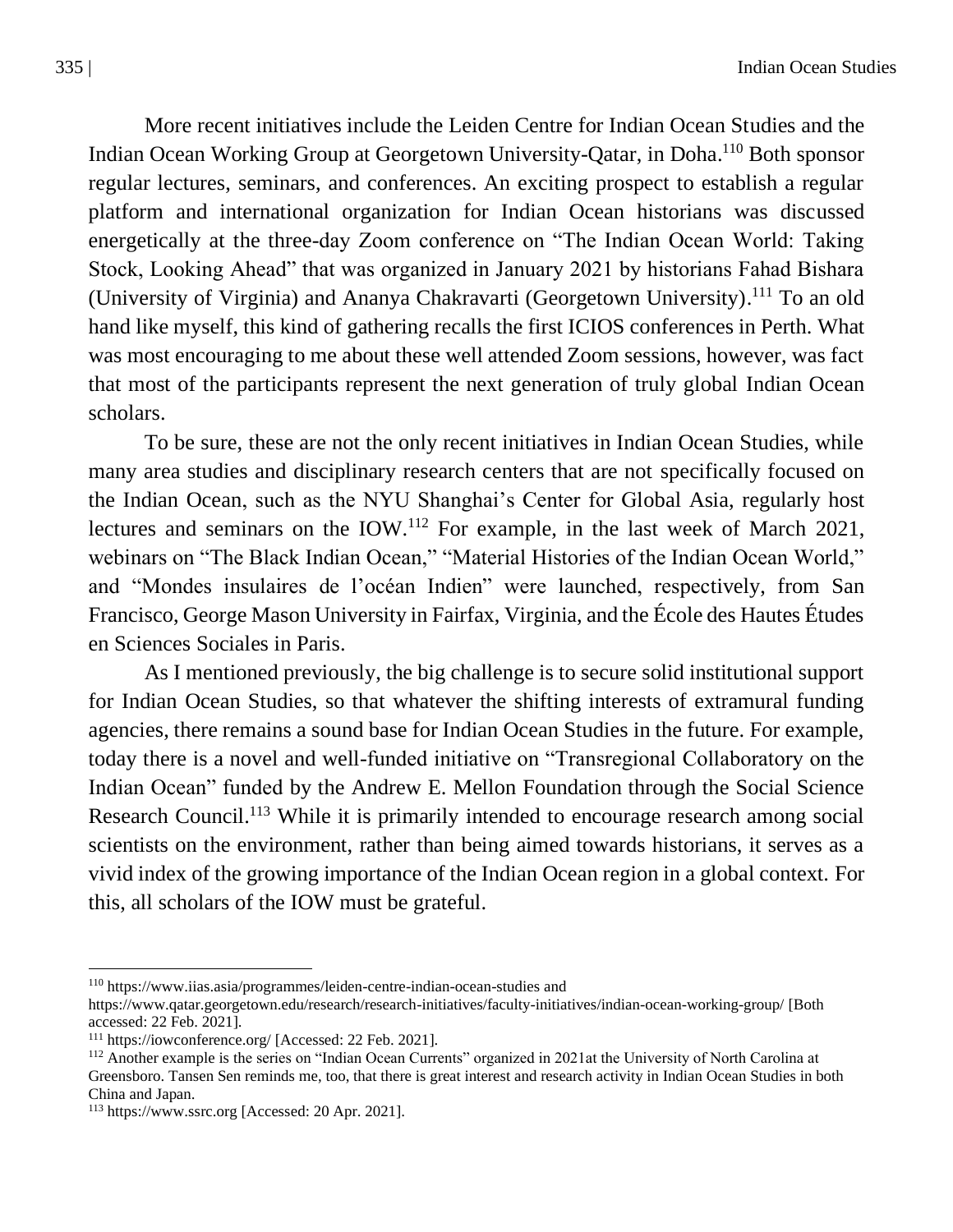More recent initiatives include the Leiden Centre for Indian Ocean Studies and the Indian Ocean Working Group at Georgetown University-Qatar, in Doha.[110] Both sponsor regular lectures, seminars, and conferences. An exciting prospect to establish a regular platform and international organization for Indian Ocean historians was discussed energetically at the three-day Zoom conference on "The Indian Ocean World: Taking Stock, Looking Ahead" that was organized in January 2021 by historians Fahad Bishara (University of Virginia) and Ananya Chakravarti (Georgetown University).[111] To an old hand like myself, this kind of gathering recalls the first ICIOS conferences in Perth. What was most encouraging to me about these well attended Zoom sessions, however, was fact that most of the participants represent the next generation of truly global Indian Ocean scholars.

To be sure, these are not the only recent initiatives in Indian Ocean Studies, while many area studies and disciplinary research centers that are not specifically focused on the Indian Ocean, such as the NYU Shanghai's Center for Global Asia, regularly host lectures and seminars on the IOW.[112] For example, in the last week of March 2021, webinars on "The Black Indian Ocean," "Material Histories of the Indian Ocean World," and "Mondes insulaires de l'océan Indien" were launched, respectively, from San Francisco, George Mason University in Fairfax, Virginia, and the École des Hautes Études en Sciences Sociales in Paris.

As I mentioned previously, the big challenge is to secure solid institutional support for Indian Ocean Studies, so that whatever the shifting interests of extramural funding agencies, there remains a sound base for Indian Ocean Studies in the future. For example, today there is a novel and well-funded initiative on "Transregional Collaboratory on the Indian Ocean" funded by the Andrew E. Mellon Foundation through the Social Science Research Council.[113] While it is primarily intended to encourage research among social scientists on the environment, rather than being aimed towards historians, it serves as a vivid index of the growing importance of the Indian Ocean region in a global context. For this, all scholars of the IOW must be grateful.

---

[110] https://www.iias.asia/programmes/leiden-centre-indian-ocean-studies and https://www.qatar.georgetown.edu/research/research-initiatives/faculty-initiatives/indian-ocean-working-group/ [Both accessed: 22 Feb. 2021].

[111] https://iowconference.org/ [Accessed: 22 Feb. 2021].

[112] Another example is the series on "Indian Ocean Currents" organized in 2021at the University of North Carolina at Greensboro. Tansen Sen reminds me, too, that there is great interest and research activity in Indian Ocean Studies in both China and Japan.

[113] https://www.ssrc.org [Accessed: 20 Apr. 2021].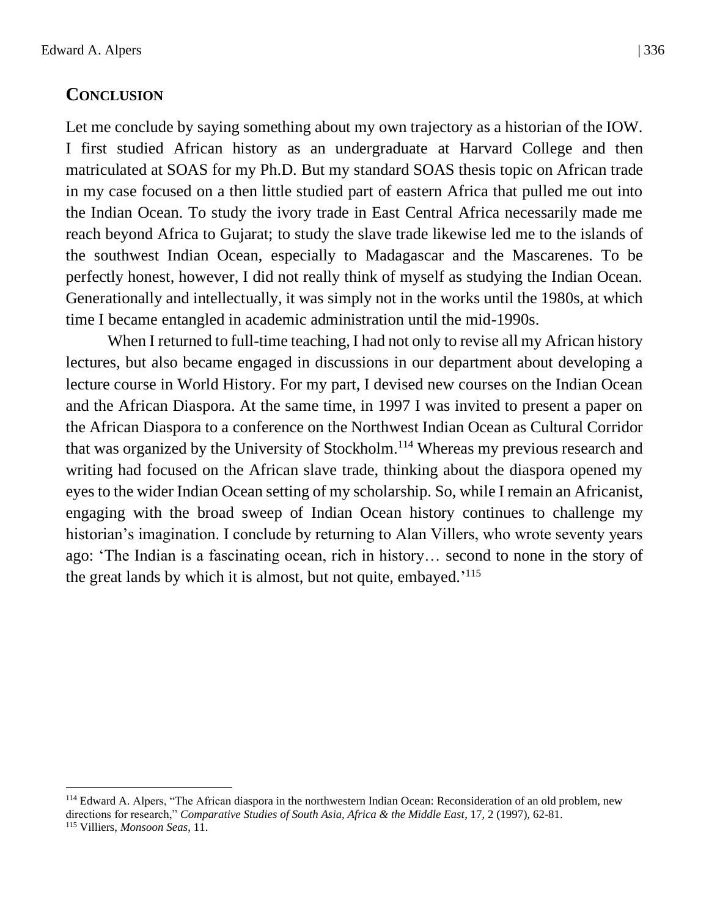## CONCLUSION

Let me conclude by saying something about my own trajectory as a historian of the IOW. I first studied African history as an undergraduate at Harvard College and then matriculated at SOAS for my Ph.D. But my standard SOAS thesis topic on African trade in my case focused on a then little studied part of eastern Africa that pulled me out into the Indian Ocean. To study the ivory trade in East Central Africa necessarily made me reach beyond Africa to Gujarat; to study the slave trade likewise led me to the islands of the southwest Indian Ocean, especially to Madagascar and the Mascarenes. To be perfectly honest, however, I did not really think of myself as studying the Indian Ocean. Generationally and intellectually, it was simply not in the works until the 1980s, at which time I became entangled in academic administration until the mid-1990s.

When I returned to full-time teaching, I had not only to revise all my African history lectures, but also became engaged in discussions in our department about developing a lecture course in World History. For my part, I devised new courses on the Indian Ocean and the African Diaspora. At the same time, in 1997 I was invited to present a paper on the African Diaspora to a conference on the Northwest Indian Ocean as Cultural Corridor that was organized by the University of Stockholm.[114] Whereas my previous research and writing had focused on the African slave trade, thinking about the diaspora opened my eyes to the wider Indian Ocean setting of my scholarship. So, while I remain an Africanist, engaging with the broad sweep of Indian Ocean history continues to challenge my historian's imagination. I conclude by returning to Alan Villers, who wrote seventy years ago: 'The Indian is a fascinating ocean, rich in history… second to none in the story of the great lands by which it is almost, but not quite, embayed.'[115]

---

[114] Edward A. Alpers, "The African diaspora in the northwestern Indian Ocean: Reconsideration of an old problem, new directions for research," *Comparative Studies of South Asia, Africa & the Middle East*, 17, 2 (1997), 62-81.

[115] Villiers, *Monsoon Seas*, 11.